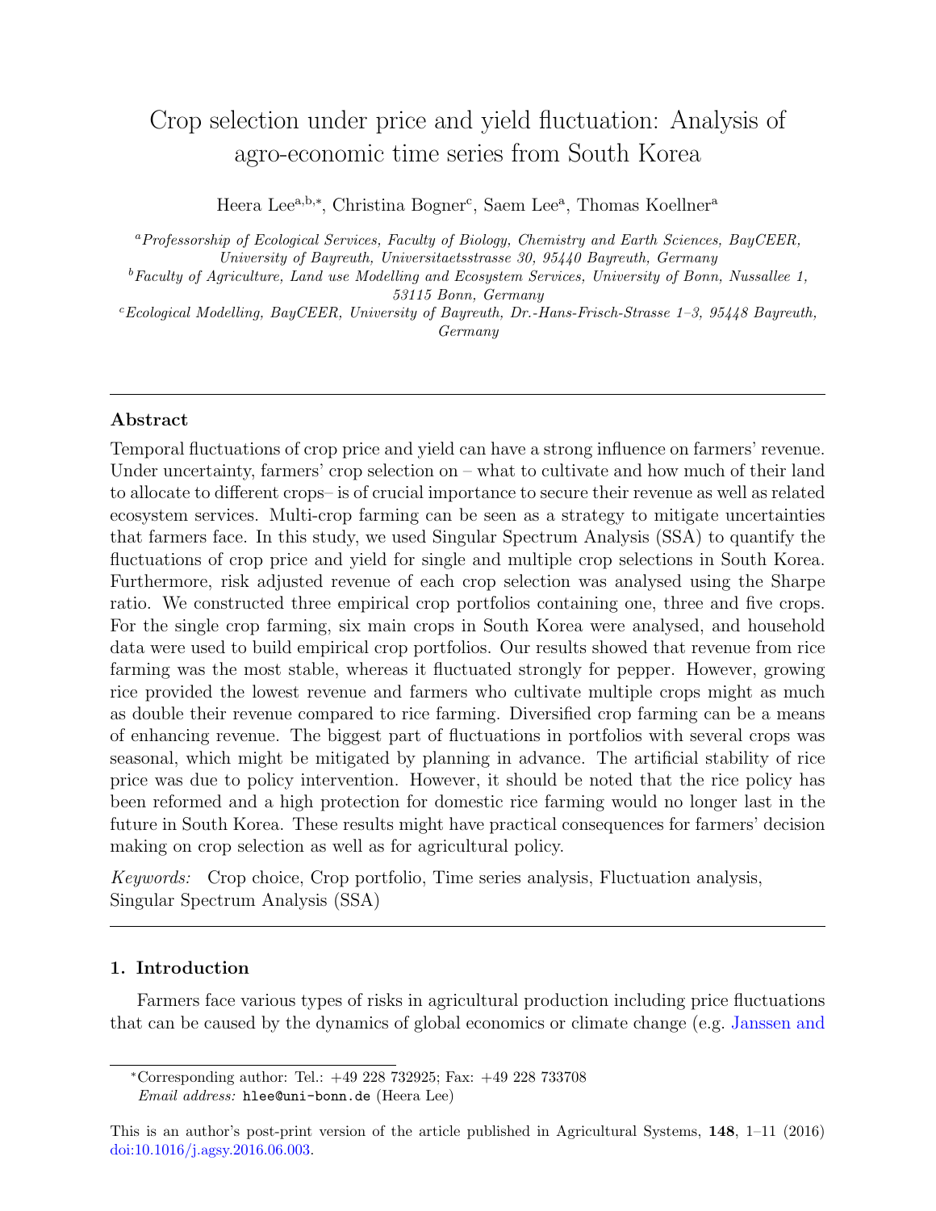# Crop selection under price and yield fluctuation: Analysis of agro-economic time series from South Korea

Heera Lee[a,b,*], Christina Bogner[c], Saem Lee[a], Thomas Koellner[a]

[a] *Professorship of Ecological Services, Faculty of Biology, Chemistry and Earth Sciences, BayCEER, University of Bayreuth, Universitaetsstrasse 30, 95440 Bayreuth, Germany*

[b] *Faculty of Agriculture, Land use Modelling and Ecosystem Services, University of Bonn, Nussallee 1, 53115 Bonn, Germany*

[c] *Ecological Modelling, BayCEER, University of Bayreuth, Dr.-Hans-Frisch-Strasse 1–3, 95448 Bayreuth, Germany*

---

## Abstract

Temporal fluctuations of crop price and yield can have a strong influence on farmers' revenue. Under uncertainty, farmers' crop selection on – what to cultivate and how much of their land to allocate to different crops– is of crucial importance to secure their revenue as well as related ecosystem services. Multi-crop farming can be seen as a strategy to mitigate uncertainties that farmers face. In this study, we used Singular Spectrum Analysis (SSA) to quantify the fluctuations of crop price and yield for single and multiple crop selections in South Korea. Furthermore, risk adjusted revenue of each crop selection was analysed using the Sharpe ratio. We constructed three empirical crop portfolios containing one, three and five crops. For the single crop farming, six main crops in South Korea were analysed, and household data were used to build empirical crop portfolios. Our results showed that revenue from rice farming was the most stable, whereas it fluctuated strongly for pepper. However, growing rice provided the lowest revenue and farmers who cultivate multiple crops might as much as double their revenue compared to rice farming. Diversified crop farming can be a means of enhancing revenue. The biggest part of fluctuations in portfolios with several crops was seasonal, which might be mitigated by planning in advance. The artificial stability of rice price was due to policy intervention. However, it should be noted that the rice policy has been reformed and a high protection for domestic rice farming would no longer last in the future in South Korea. These results might have practical consequences for farmers' decision making on crop selection as well as for agricultural policy.

*Keywords:* Crop choice, Crop portfolio, Time series analysis, Fluctuation analysis, Singular Spectrum Analysis (SSA)

---

## 1. Introduction

Farmers face various types of risks in agricultural production including price fluctuations that can be caused by the dynamics of global economics or climate change (e.g. Janssen and

---

*Corresponding author: Tel.: +49 228 732925; Fax: +49 228 733708
*Email address:* hlee@uni-bonn.de (Heera Lee)

This is an author's post-print version of the article published in Agricultural Systems, **148**, 1–11 (2016) doi:10.1016/j.agsy.2016.06.003.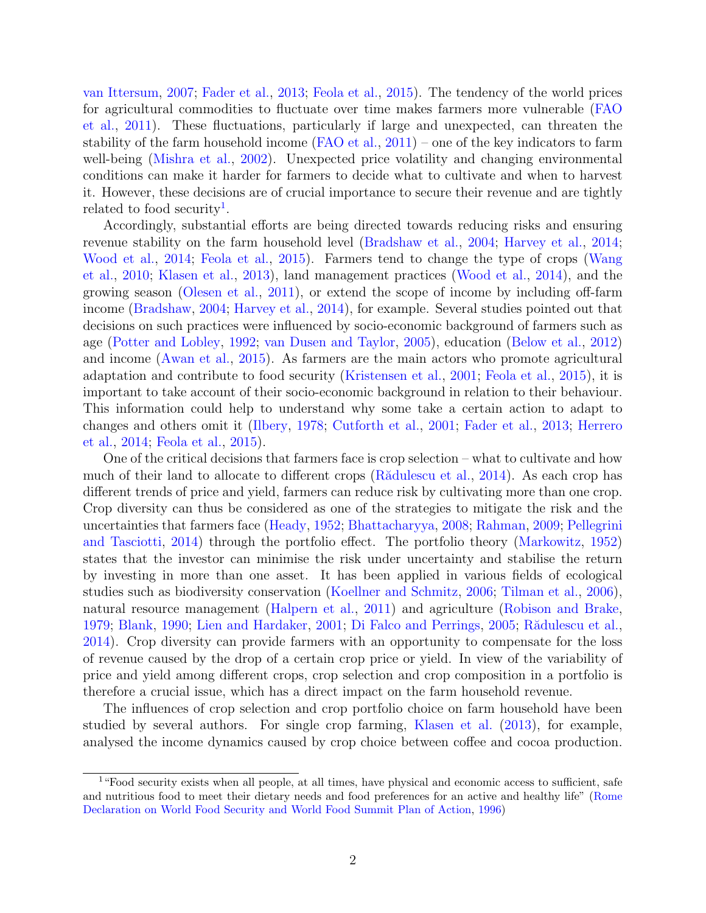van Ittersum, 2007; Fader et al., 2013; Feola et al., 2015). The tendency of the world prices for agricultural commodities to fluctuate over time makes farmers more vulnerable (FAO et al., 2011). These fluctuations, particularly if large and unexpected, can threaten the stability of the farm household income (FAO et al., 2011) – one of the key indicators to farm well-being (Mishra et al., 2002). Unexpected price volatility and changing environmental conditions can make it harder for farmers to decide what to cultivate and when to harvest it. However, these decisions are of crucial importance to secure their revenue and are tightly related to food security[1].

Accordingly, substantial efforts are being directed towards reducing risks and ensuring revenue stability on the farm household level (Bradshaw et al., 2004; Harvey et al., 2014; Wood et al., 2014; Feola et al., 2015). Farmers tend to change the type of crops (Wang et al., 2010; Klasen et al., 2013), land management practices (Wood et al., 2014), and the growing season (Olesen et al., 2011), or extend the scope of income by including off-farm income (Bradshaw, 2004; Harvey et al., 2014), for example. Several studies pointed out that decisions on such practices were influenced by socio-economic background of farmers such as age (Potter and Lobley, 1992; van Dusen and Taylor, 2005), education (Below et al., 2012) and income (Awan et al., 2015). As farmers are the main actors who promote agricultural adaptation and contribute to food security (Kristensen et al., 2001; Feola et al., 2015), it is important to take account of their socio-economic background in relation to their behaviour. This information could help to understand why some take a certain action to adapt to changes and others omit it (Ilbery, 1978; Cutforth et al., 2001; Fader et al., 2013; Herrero et al., 2014; Feola et al., 2015).

One of the critical decisions that farmers face is crop selection – what to cultivate and how much of their land to allocate to different crops (Rădulescu et al., 2014). As each crop has different trends of price and yield, farmers can reduce risk by cultivating more than one crop. Crop diversity can thus be considered as one of the strategies to mitigate the risk and the uncertainties that farmers face (Heady, 1952; Bhattacharyya, 2008; Rahman, 2009; Pellegrini and Tasciotti, 2014) through the portfolio effect. The portfolio theory (Markowitz, 1952) states that the investor can minimise the risk under uncertainty and stabilise the return by investing in more than one asset. It has been applied in various fields of ecological studies such as biodiversity conservation (Koellner and Schmitz, 2006; Tilman et al., 2006), natural resource management (Halpern et al., 2011) and agriculture (Robison and Brake, 1979; Blank, 1990; Lien and Hardaker, 2001; Di Falco and Perrings, 2005; Rădulescu et al., 2014). Crop diversity can provide farmers with an opportunity to compensate for the loss of revenue caused by the drop of a certain crop price or yield. In view of the variability of price and yield among different crops, crop selection and crop composition in a portfolio is therefore a crucial issue, which has a direct impact on the farm household revenue.

The influences of crop selection and crop portfolio choice on farm household have been studied by several authors. For single crop farming, Klasen et al. (2013), for example, analysed the income dynamics caused by crop choice between coffee and cocoa production.

[1] "Food security exists when all people, at all times, have physical and economic access to sufficient, safe and nutritious food to meet their dietary needs and food preferences for an active and healthy life" (Rome Declaration on World Food Security and World Food Summit Plan of Action, 1996)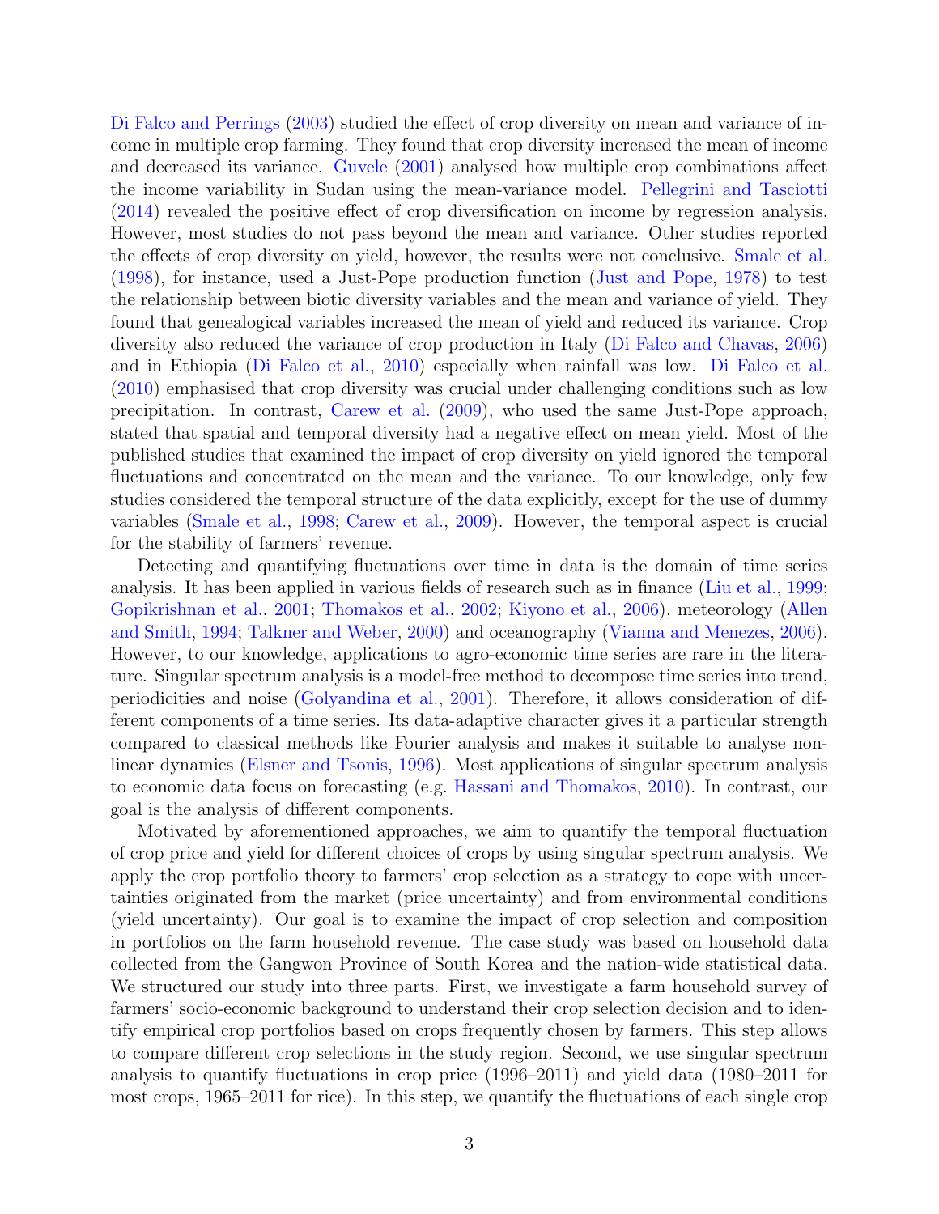Di Falco and Perrings (2003) studied the effect of crop diversity on mean and variance of income in multiple crop farming. They found that crop diversity increased the mean of income and decreased its variance. Guvele (2001) analysed how multiple crop combinations affect the income variability in Sudan using the mean-variance model. Pellegrini and Tasciotti (2014) revealed the positive effect of crop diversification on income by regression analysis. However, most studies do not pass beyond the mean and variance. Other studies reported the effects of crop diversity on yield, however, the results were not conclusive. Smale et al. (1998), for instance, used a Just-Pope production function (Just and Pope, 1978) to test the relationship between biotic diversity variables and the mean and variance of yield. They found that genealogical variables increased the mean of yield and reduced its variance. Crop diversity also reduced the variance of crop production in Italy (Di Falco and Chavas, 2006) and in Ethiopia (Di Falco et al., 2010) especially when rainfall was low. Di Falco et al. (2010) emphasised that crop diversity was crucial under challenging conditions such as low precipitation. In contrast, Carew et al. (2009), who used the same Just-Pope approach, stated that spatial and temporal diversity had a negative effect on mean yield. Most of the published studies that examined the impact of crop diversity on yield ignored the temporal fluctuations and concentrated on the mean and the variance. To our knowledge, only few studies considered the temporal structure of the data explicitly, except for the use of dummy variables (Smale et al., 1998; Carew et al., 2009). However, the temporal aspect is crucial for the stability of farmers' revenue.

Detecting and quantifying fluctuations over time in data is the domain of time series analysis. It has been applied in various fields of research such as in finance (Liu et al., 1999; Gopikrishnan et al., 2001; Thomakos et al., 2002; Kiyono et al., 2006), meteorology (Allen and Smith, 1994; Talkner and Weber, 2000) and oceanography (Vianna and Menezes, 2006). However, to our knowledge, applications to agro-economic time series are rare in the literature. Singular spectrum analysis is a model-free method to decompose time series into trend, periodicities and noise (Golyandina et al., 2001). Therefore, it allows consideration of different components of a time series. Its data-adaptive character gives it a particular strength compared to classical methods like Fourier analysis and makes it suitable to analyse nonlinear dynamics (Elsner and Tsonis, 1996). Most applications of singular spectrum analysis to economic data focus on forecasting (e.g. Hassani and Thomakos, 2010). In contrast, our goal is the analysis of different components.

Motivated by aforementioned approaches, we aim to quantify the temporal fluctuation of crop price and yield for different choices of crops by using singular spectrum analysis. We apply the crop portfolio theory to farmers' crop selection as a strategy to cope with uncertainties originated from the market (price uncertainty) and from environmental conditions (yield uncertainty). Our goal is to examine the impact of crop selection and composition in portfolios on the farm household revenue. The case study was based on household data collected from the Gangwon Province of South Korea and the nation-wide statistical data. We structured our study into three parts. First, we investigate a farm household survey of farmers' socio-economic background to understand their crop selection decision and to identify empirical crop portfolios based on crops frequently chosen by farmers. This step allows to compare different crop selections in the study region. Second, we use singular spectrum analysis to quantify fluctuations in crop price (1996–2011) and yield data (1980–2011 for most crops, 1965–2011 for rice). In this step, we quantify the fluctuations of each single crop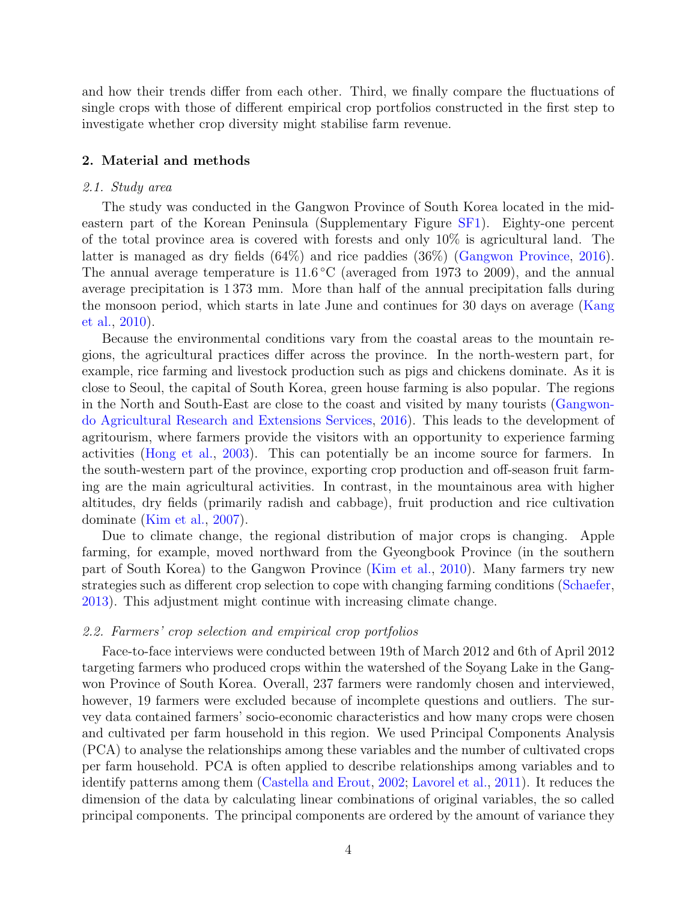and how their trends differ from each other. Third, we finally compare the fluctuations of single crops with those of different empirical crop portfolios constructed in the first step to investigate whether crop diversity might stabilise farm revenue.

## 2. Material and methods

### *2.1. Study area*

The study was conducted in the Gangwon Province of South Korea located in the mid-eastern part of the Korean Peninsula (Supplementary Figure SF1). Eighty-one percent of the total province area is covered with forests and only 10% is agricultural land. The latter is managed as dry fields (64%) and rice paddies (36%) (Gangwon Province, 2016). The annual average temperature is 11.6 °C (averaged from 1973 to 2009), and the annual average precipitation is 1 373 mm. More than half of the annual precipitation falls during the monsoon period, which starts in late June and continues for 30 days on average (Kang et al., 2010).

Because the environmental conditions vary from the coastal areas to the mountain regions, the agricultural practices differ across the province. In the north-western part, for example, rice farming and livestock production such as pigs and chickens dominate. As it is close to Seoul, the capital of South Korea, green house farming is also popular. The regions in the North and South-East are close to the coast and visited by many tourists (Gangwon-do Agricultural Research and Extensions Services, 2016). This leads to the development of agritourism, where farmers provide the visitors with an opportunity to experience farming activities (Hong et al., 2003). This can potentially be an income source for farmers. In the south-western part of the province, exporting crop production and off-season fruit farming are the main agricultural activities. In contrast, in the mountainous area with higher altitudes, dry fields (primarily radish and cabbage), fruit production and rice cultivation dominate (Kim et al., 2007).

Due to climate change, the regional distribution of major crops is changing. Apple farming, for example, moved northward from the Gyeongbook Province (in the southern part of South Korea) to the Gangwon Province (Kim et al., 2010). Many farmers try new strategies such as different crop selection to cope with changing farming conditions (Schaefer, 2013). This adjustment might continue with increasing climate change.

### *2.2. Farmers' crop selection and empirical crop portfolios*

Face-to-face interviews were conducted between 19th of March 2012 and 6th of April 2012 targeting farmers who produced crops within the watershed of the Soyang Lake in the Gangwon Province of South Korea. Overall, 237 farmers were randomly chosen and interviewed, however, 19 farmers were excluded because of incomplete questions and outliers. The survey data contained farmers' socio-economic characteristics and how many crops were chosen and cultivated per farm household in this region. We used Principal Components Analysis (PCA) to analyse the relationships among these variables and the number of cultivated crops per farm household. PCA is often applied to describe relationships among variables and to identify patterns among them (Castella and Erout, 2002; Lavorel et al., 2011). It reduces the dimension of the data by calculating linear combinations of original variables, the so called principal components. The principal components are ordered by the amount of variance they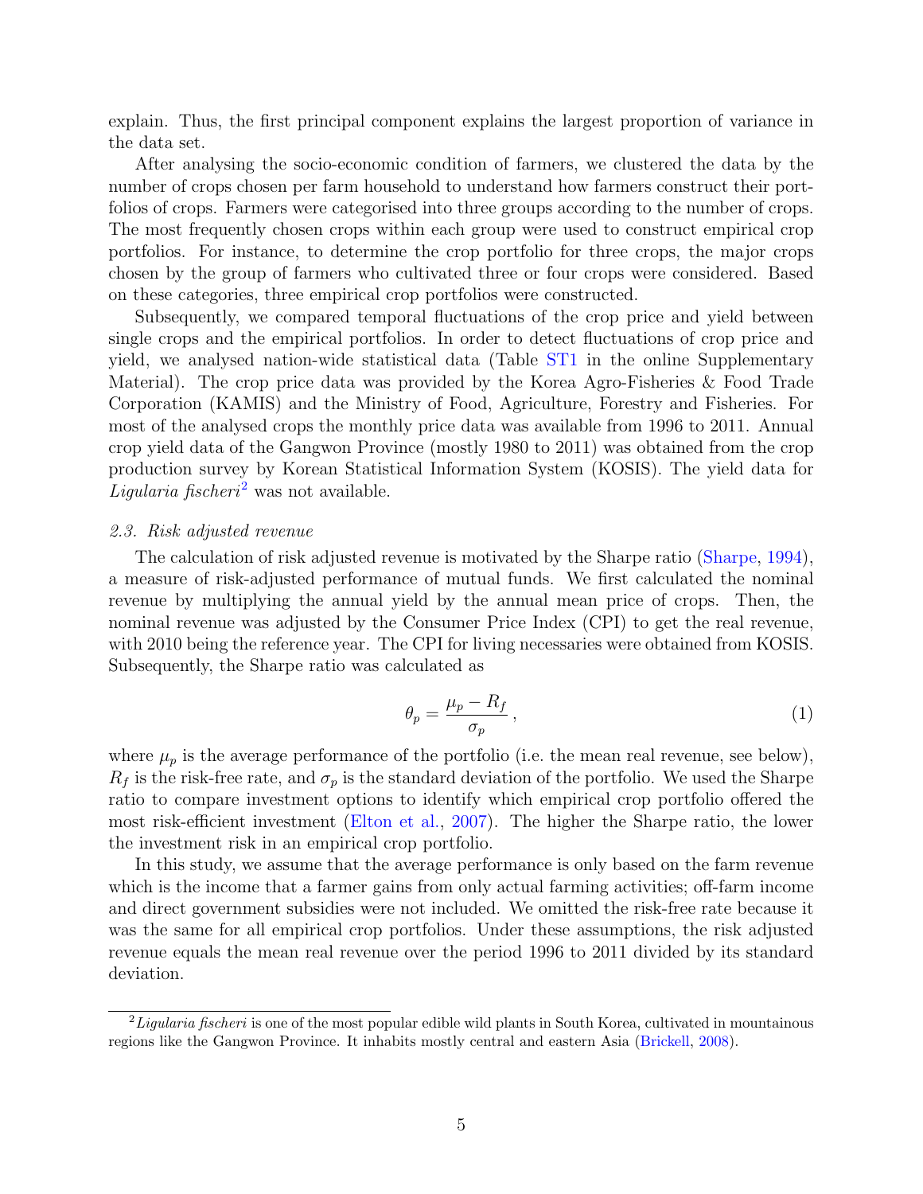explain. Thus, the first principal component explains the largest proportion of variance in the data set.

After analysing the socio-economic condition of farmers, we clustered the data by the number of crops chosen per farm household to understand how farmers construct their portfolios of crops. Farmers were categorised into three groups according to the number of crops. The most frequently chosen crops within each group were used to construct empirical crop portfolios. For instance, to determine the crop portfolio for three crops, the major crops chosen by the group of farmers who cultivated three or four crops were considered. Based on these categories, three empirical crop portfolios were constructed.

Subsequently, we compared temporal fluctuations of the crop price and yield between single crops and the empirical portfolios. In order to detect fluctuations of crop price and yield, we analysed nation-wide statistical data (Table ST1 in the online Supplementary Material). The crop price data was provided by the Korea Agro-Fisheries & Food Trade Corporation (KAMIS) and the Ministry of Food, Agriculture, Forestry and Fisheries. For most of the analysed crops the monthly price data was available from 1996 to 2011. Annual crop yield data of the Gangwon Province (mostly 1980 to 2011) was obtained from the crop production survey by Korean Statistical Information System (KOSIS). The yield data for *Ligularia fischeri*[2] was not available.

### *2.3. Risk adjusted revenue*

The calculation of risk adjusted revenue is motivated by the Sharpe ratio (Sharpe, 1994), a measure of risk-adjusted performance of mutual funds. We first calculated the nominal revenue by multiplying the annual yield by the annual mean price of crops. Then, the nominal revenue was adjusted by the Consumer Price Index (CPI) to get the real revenue, with 2010 being the reference year. The CPI for living necessaries were obtained from KOSIS. Subsequently, the Sharpe ratio was calculated as

$$\theta_p = \frac{\mu_p - R_f}{\sigma_p}, \tag{1}$$

where $\mu_p$ is the average performance of the portfolio (i.e. the mean real revenue, see below), $R_f$ is the risk-free rate, and $\sigma_p$ is the standard deviation of the portfolio. We used the Sharpe ratio to compare investment options to identify which empirical crop portfolio offered the most risk-efficient investment (Elton et al., 2007). The higher the Sharpe ratio, the lower the investment risk in an empirical crop portfolio.

In this study, we assume that the average performance is only based on the farm revenue which is the income that a farmer gains from only actual farming activities; off-farm income and direct government subsidies were not included. We omitted the risk-free rate because it was the same for all empirical crop portfolios. Under these assumptions, the risk adjusted revenue equals the mean real revenue over the period 1996 to 2011 divided by its standard deviation.

[2] *Ligularia fischeri* is one of the most popular edible wild plants in South Korea, cultivated in mountainous regions like the Gangwon Province. It inhabits mostly central and eastern Asia (Brickell, 2008).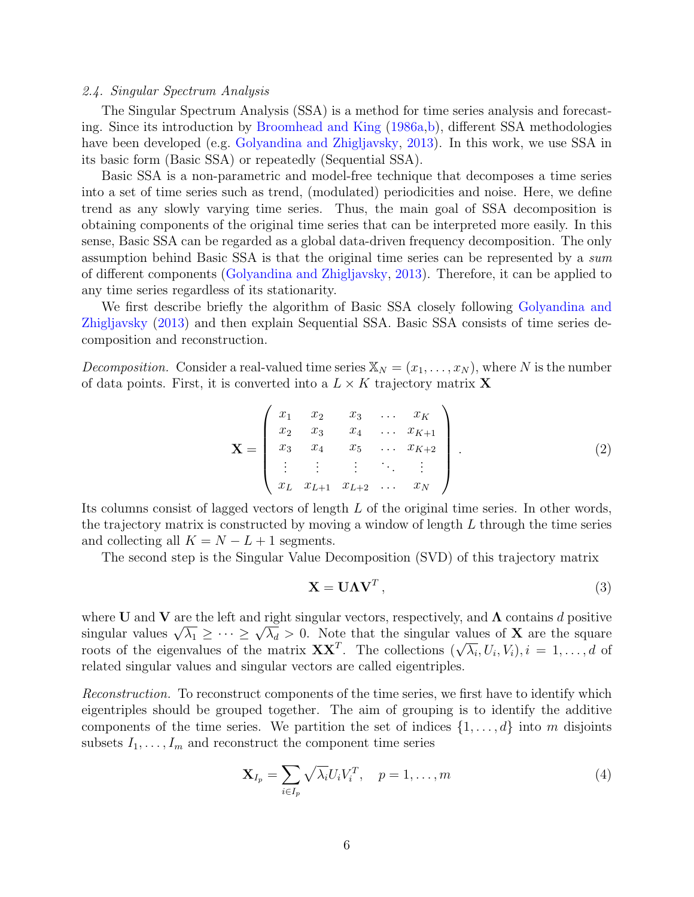### 2.4. Singular Spectrum Analysis

The Singular Spectrum Analysis (SSA) is a method for time series analysis and forecasting. Since its introduction by Broomhead and King (1986a,b), different SSA methodologies have been developed (e.g. Golyandina and Zhigljavsky, 2013). In this work, we use SSA in its basic form (Basic SSA) or repeatedly (Sequential SSA).

Basic SSA is a non-parametric and model-free technique that decomposes a time series into a set of time series such as trend, (modulated) periodicities and noise. Here, we define trend as any slowly varying time series. Thus, the main goal of SSA decomposition is obtaining components of the original time series that can be interpreted more easily. In this sense, Basic SSA can be regarded as a global data-driven frequency decomposition. The only assumption behind Basic SSA is that the original time series can be represented by a *sum* of different components (Golyandina and Zhigljavsky, 2013). Therefore, it can be applied to any time series regardless of its stationarity.

We first describe briefly the algorithm of Basic SSA closely following Golyandina and Zhigljavsky (2013) and then explain Sequential SSA. Basic SSA consists of time series decomposition and reconstruction.

*Decomposition.* Consider a real-valued time series $\mathbb{X}_N = (x_1, \ldots, x_N)$, where $N$ is the number of data points. First, it is converted into a $L \times K$ trajectory matrix $\mathbf{X}$

$$\mathbf{X} = \begin{pmatrix} x_1 & x_2 & x_3 & \ldots & x_K \\ x_2 & x_3 & x_4 & \ldots & x_{K+1} \\ x_3 & x_4 & x_5 & \ldots & x_{K+2} \\ \vdots & \vdots & \vdots & \ddots & \vdots \\ x_L & x_{L+1} & x_{L+2} & \ldots & x_N \end{pmatrix}. \tag{2}$$

Its columns consist of lagged vectors of length $L$ of the original time series. In other words, the trajectory matrix is constructed by moving a window of length $L$ through the time series and collecting all $K = N - L + 1$ segments.

The second step is the Singular Value Decomposition (SVD) of this trajectory matrix

$$\mathbf{X} = \mathbf{U}\mathbf{\Lambda}\mathbf{V}^T, \tag{3}$$

where $\mathbf{U}$ and $\mathbf{V}$ are the left and right singular vectors, respectively, and $\mathbf{\Lambda}$ contains $d$ positive singular values $\sqrt{\lambda_1} \geq \cdots \geq \sqrt{\lambda_d} > 0$. Note that the singular values of $\mathbf{X}$ are the square roots of the eigenvalues of the matrix $\mathbf{X}\mathbf{X}^T$. The collections $(\sqrt{\lambda_i}, U_i, V_i), i = 1, \ldots, d$ of related singular values and singular vectors are called eigentriples.

*Reconstruction.* To reconstruct components of the time series, we first have to identify which eigentriples should be grouped together. The aim of grouping is to identify the additive components of the time series. We partition the set of indices $\{1, \ldots, d\}$ into $m$ disjoints subsets $I_1, \ldots, I_m$ and reconstruct the component time series

$$\mathbf{X}_{I_p} = \sum_{i \in I_p} \sqrt{\lambda_i} U_i V_i^T, \quad p = 1, \ldots, m \tag{4}$$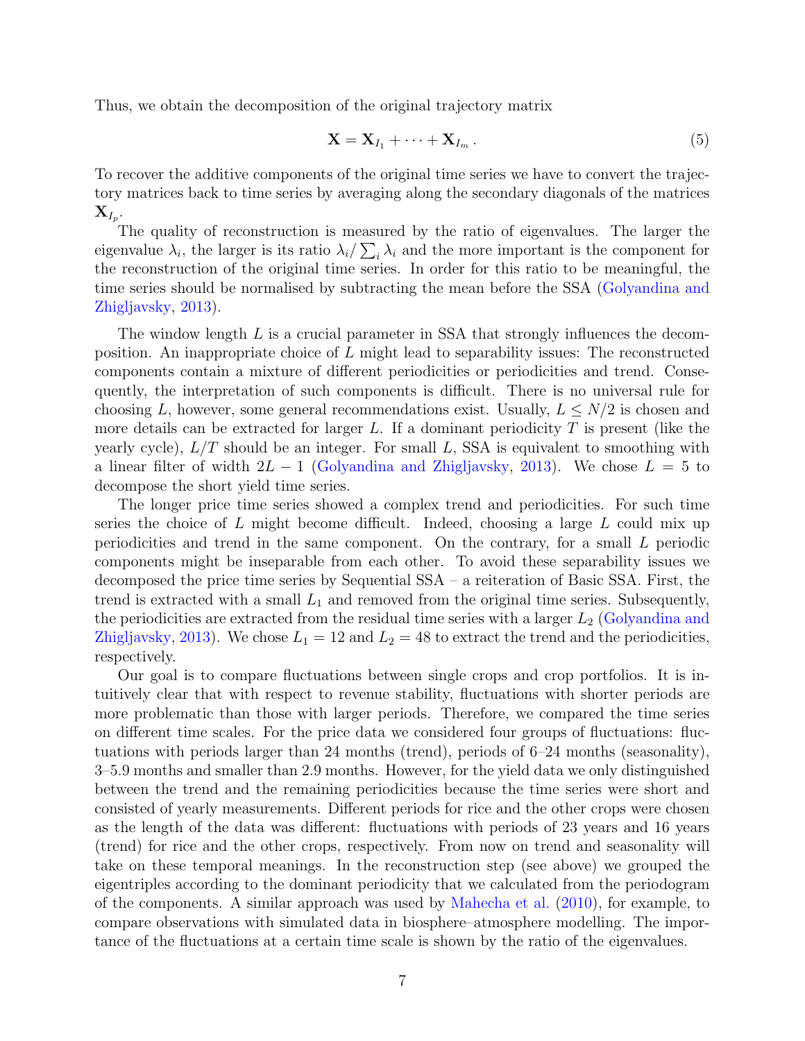Thus, we obtain the decomposition of the original trajectory matrix

$$\mathbf{X} = \mathbf{X}_{I_1} + \cdots + \mathbf{X}_{I_m} \,. \tag{5}$$

To recover the additive components of the original time series we have to convert the trajectory matrices back to time series by averaging along the secondary diagonals of the matrices $\mathbf{X}_{I_p}$.

The quality of reconstruction is measured by the ratio of eigenvalues. The larger the eigenvalue $\lambda_i$, the larger is its ratio $\lambda_i / \sum_i \lambda_i$ and the more important is the component for the reconstruction of the original time series. In order for this ratio to be meaningful, the time series should be normalised by subtracting the mean before the SSA (Golyandina and Zhigljavsky, 2013).

The window length $L$ is a crucial parameter in SSA that strongly influences the decomposition. An inappropriate choice of $L$ might lead to separability issues: The reconstructed components contain a mixture of different periodicities or periodicities and trend. Consequently, the interpretation of such components is difficult. There is no universal rule for choosing $L$, however, some general recommendations exist. Usually, $L \leq N/2$ is chosen and more details can be extracted for larger $L$. If a dominant periodicity $T$ is present (like the yearly cycle), $L/T$ should be an integer. For small $L$, SSA is equivalent to smoothing with a linear filter of width $2L - 1$ (Golyandina and Zhigljavsky, 2013). We chose $L = 5$ to decompose the short yield time series.

The longer price time series showed a complex trend and periodicities. For such time series the choice of $L$ might become difficult. Indeed, choosing a large $L$ could mix up periodicities and trend in the same component. On the contrary, for a small $L$ periodic components might be inseparable from each other. To avoid these separability issues we decomposed the price time series by Sequential SSA – a reiteration of Basic SSA. First, the trend is extracted with a small $L_1$ and removed from the original time series. Subsequently, the periodicities are extracted from the residual time series with a larger $L_2$ (Golyandina and Zhigljavsky, 2013). We chose $L_1 = 12$ and $L_2 = 48$ to extract the trend and the periodicities, respectively.

Our goal is to compare fluctuations between single crops and crop portfolios. It is intuitively clear that with respect to revenue stability, fluctuations with shorter periods are more problematic than those with larger periods. Therefore, we compared the time series on different time scales. For the price data we considered four groups of fluctuations: fluctuations with periods larger than 24 months (trend), periods of 6–24 months (seasonality), 3–5.9 months and smaller than 2.9 months. However, for the yield data we only distinguished between the trend and the remaining periodicities because the time series were short and consisted of yearly measurements. Different periods for rice and the other crops were chosen as the length of the data was different: fluctuations with periods of 23 years and 16 years (trend) for rice and the other crops, respectively. From now on trend and seasonality will take on these temporal meanings. In the reconstruction step (see above) we grouped the eigentriples according to the dominant periodicity that we calculated from the periodogram of the components. A similar approach was used by Mahecha et al. (2010), for example, to compare observations with simulated data in biosphere–atmosphere modelling. The importance of the fluctuations at a certain time scale is shown by the ratio of the eigenvalues.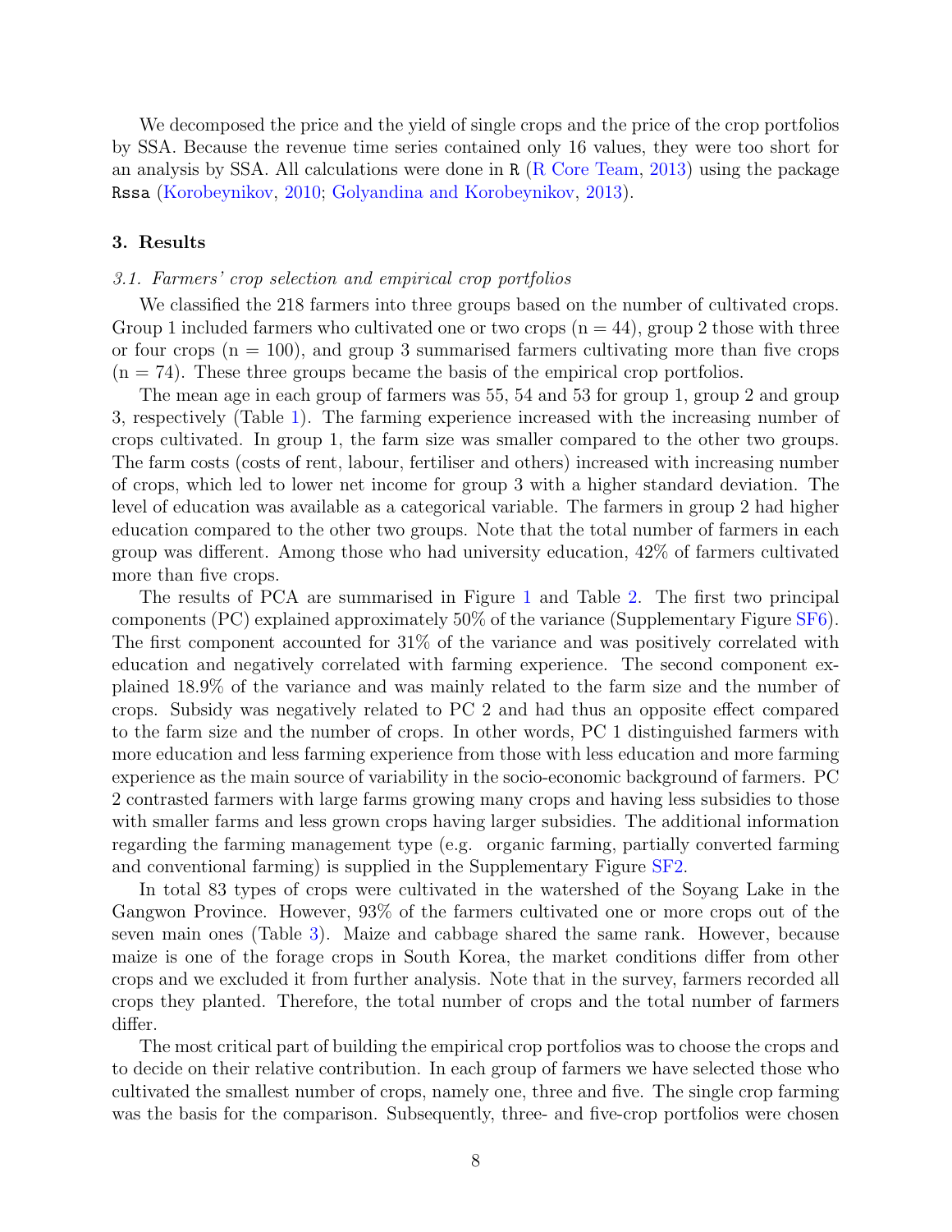We decomposed the price and the yield of single crops and the price of the crop portfolios by SSA. Because the revenue time series contained only 16 values, they were too short for an analysis by SSA. All calculations were done in R (R Core Team, 2013) using the package Rssa (Korobeynikov, 2010; Golyandina and Korobeynikov, 2013).

## 3. Results

### *3.1. Farmers' crop selection and empirical crop portfolios*

We classified the 218 farmers into three groups based on the number of cultivated crops. Group 1 included farmers who cultivated one or two crops (n = 44), group 2 those with three or four crops (n = 100), and group 3 summarised farmers cultivating more than five crops (n = 74). These three groups became the basis of the empirical crop portfolios.

The mean age in each group of farmers was 55, 54 and 53 for group 1, group 2 and group 3, respectively (Table 1). The farming experience increased with the increasing number of crops cultivated. In group 1, the farm size was smaller compared to the other two groups. The farm costs (costs of rent, labour, fertiliser and others) increased with increasing number of crops, which led to lower net income for group 3 with a higher standard deviation. The level of education was available as a categorical variable. The farmers in group 2 had higher education compared to the other two groups. Note that the total number of farmers in each group was different. Among those who had university education, 42% of farmers cultivated more than five crops.

The results of PCA are summarised in Figure 1 and Table 2. The first two principal components (PC) explained approximately 50% of the variance (Supplementary Figure SF6). The first component accounted for 31% of the variance and was positively correlated with education and negatively correlated with farming experience. The second component explained 18.9% of the variance and was mainly related to the farm size and the number of crops. Subsidy was negatively related to PC 2 and had thus an opposite effect compared to the farm size and the number of crops. In other words, PC 1 distinguished farmers with more education and less farming experience from those with less education and more farming experience as the main source of variability in the socio-economic background of farmers. PC 2 contrasted farmers with large farms growing many crops and having less subsidies to those with smaller farms and less grown crops having larger subsidies. The additional information regarding the farming management type (e.g. organic farming, partially converted farming and conventional farming) is supplied in the Supplementary Figure SF2.

In total 83 types of crops were cultivated in the watershed of the Soyang Lake in the Gangwon Province. However, 93% of the farmers cultivated one or more crops out of the seven main ones (Table 3). Maize and cabbage shared the same rank. However, because maize is one of the forage crops in South Korea, the market conditions differ from other crops and we excluded it from further analysis. Note that in the survey, farmers recorded all crops they planted. Therefore, the total number of crops and the total number of farmers differ.

The most critical part of building the empirical crop portfolios was to choose the crops and to decide on their relative contribution. In each group of farmers we have selected those who cultivated the smallest number of crops, namely one, three and five. The single crop farming was the basis for the comparison. Subsequently, three- and five-crop portfolios were chosen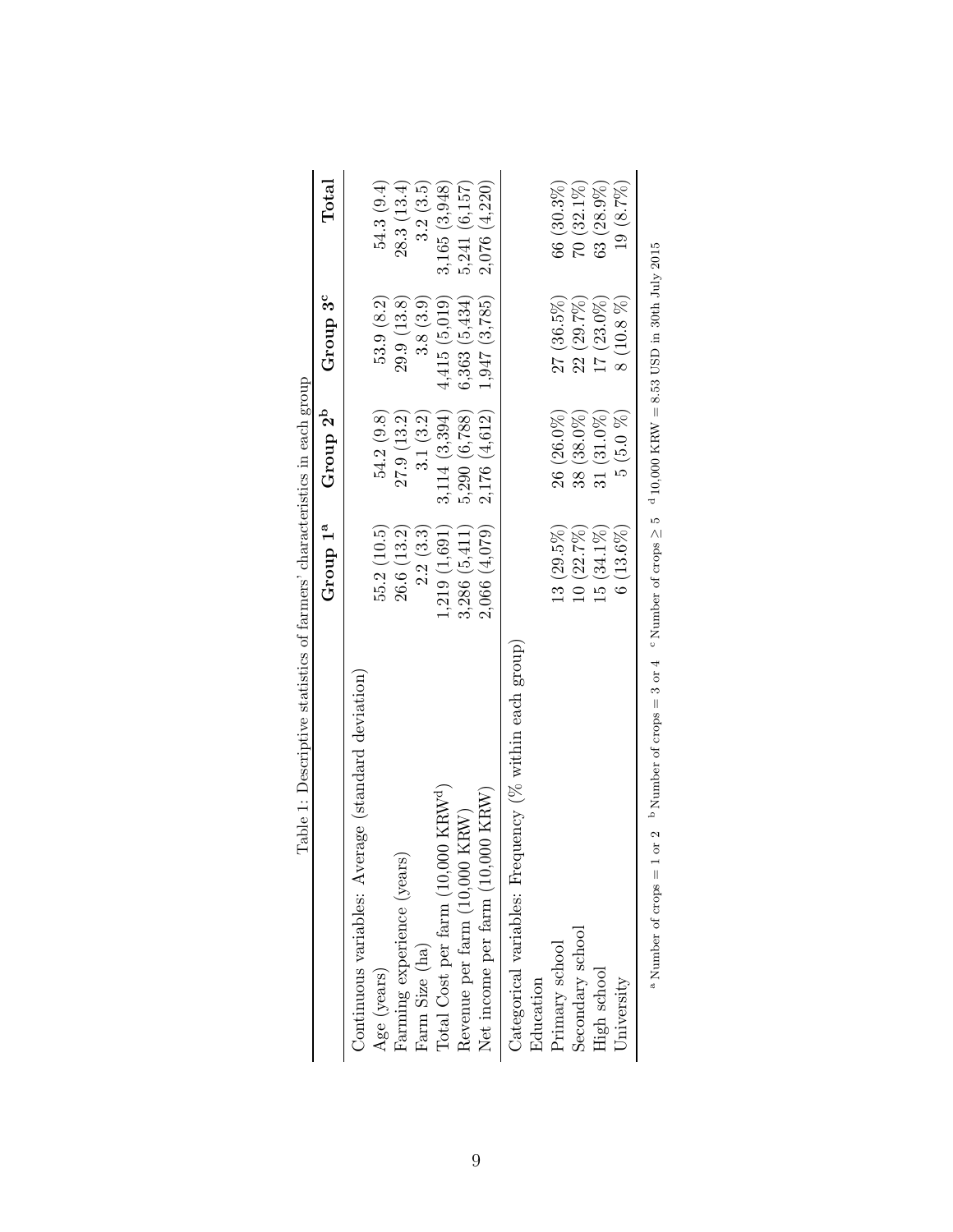Table 1: Descriptive statistics of farmers' characteristics in each group

| | **Group 1[a]** | **Group 2[b]** | **Group 3[c]** | **Total** |
|---|---|---|---|---|
| Continuous variables: Average (standard deviation) | | | | |
| Age (years) | 55.2 (10.5) | 54.2 (9.8) | 53.9 (8.2) | 54.3 (9.4) |
| Farming experience (years) | 26.6 (13.2) | 27.9 (13.2) | 29.9 (13.8) | 28.3 (13.4) |
| Farm Size (ha) | 2.2 (3.3) | 3.1 (3.2) | 3.8 (3.9) | 3.2 (3.5) |
| Total Cost per farm (10,000 KRW[d]) | 1,219 (1,691) | 3,114 (3,394) | 4,415 (5,019) | 3,165 (3,948) |
| Revenue per farm (10,000 KRW) | 3,286 (5,411) | 5,290 (6,788) | 6,363 (5,434) | 5,241 (6,157) |
| Net income per farm (10,000 KRW) | 2,066 (4,079) | 2,176 (4,612) | 1,947 (3,785) | 2,076 (4,220) |
| Categorical variables: Frequency (% within each group) | | | | |
| Education | | | | |
| Primary school | 13 (29.5%) | 26 (26.0%) | 27 (36.5%) | 66 (30.3%) |
| Secondary school | 10 (22.7%) | 38 (38.0%) | 22 (29.7%) | 70 (32.1%) |
| High school | 15 (34.1%) | 31 (31.0%) | 17 (23.0%) | 63 (28.9%) |
| University | 6 (13.6%) | 5 (5.0 %) | 8 (10.8 %) | 19 (8.7%) |

[a] Number of crops = 1 or 2 [b] Number of crops = 3 or 4 [c] Number of crops $\geq 5$ [d] 10,000 KRW = 8.53 USD in 30th July 2015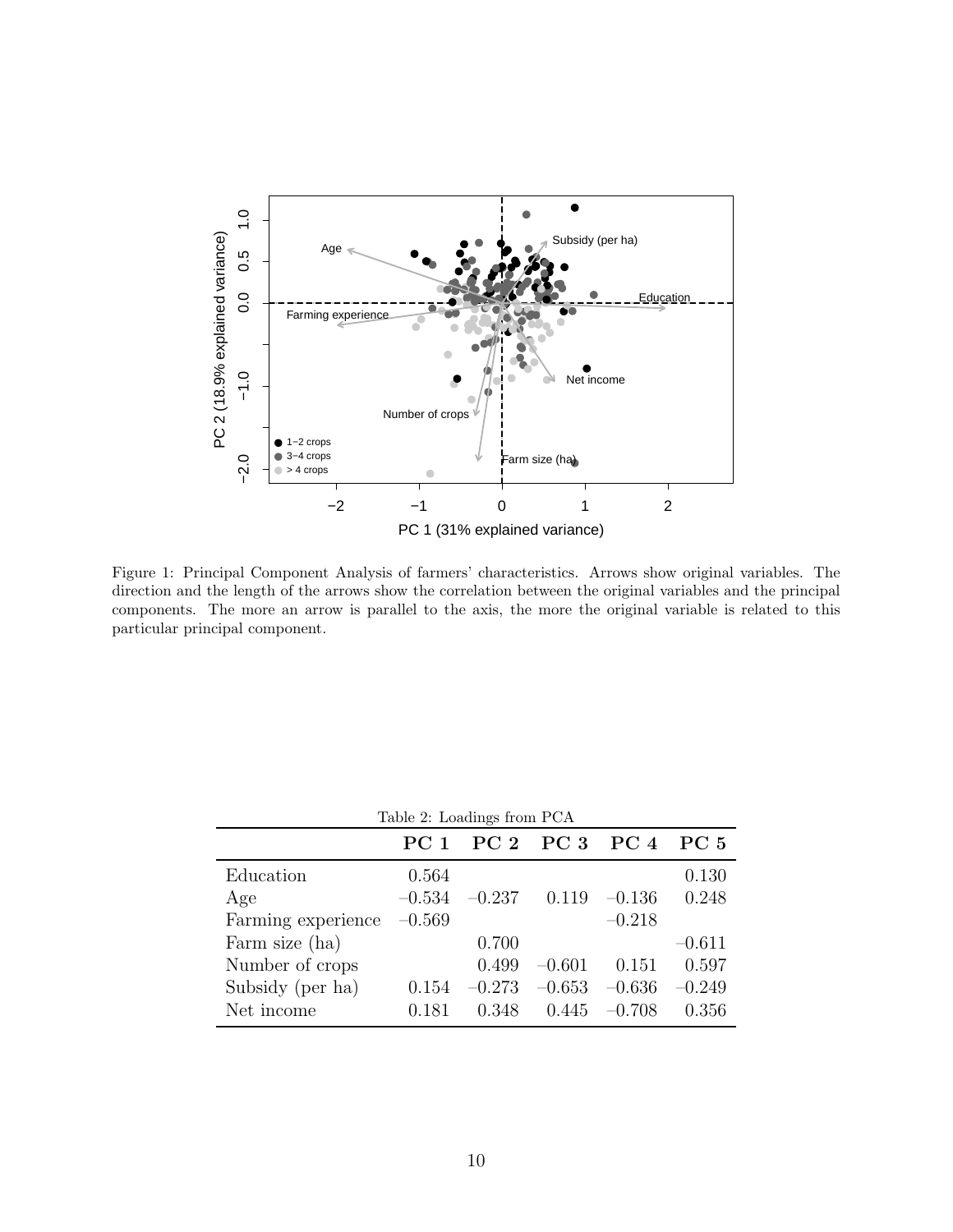Figure 1: Principal Component Analysis of farmers' characteristics. Arrows show original variables. The direction and the length of the arrows show the correlation between the original variables and the principal components. The more an arrow is parallel to the axis, the more the original variable is related to this particular principal component.

Table 2: Loadings from PCA

| | **PC 1** | **PC 2** | **PC 3** | **PC 4** | **PC 5** |
|---|---|---|---|---|---|
| Education | 0.564 | | | | 0.130 |
| Age | −0.534 | −0.237 | 0.119 | −0.136 | 0.248 |
| Farming experience | −0.569 | | | −0.218 | |
| Farm size (ha) | | 0.700 | | | −0.611 |
| Number of crops | | 0.499 | −0.601 | 0.151 | 0.597 |
| Subsidy (per ha) | 0.154 | −0.273 | −0.653 | −0.636 | −0.249 |
| Net income | 0.181 | 0.348 | 0.445 | −0.708 | 0.356 |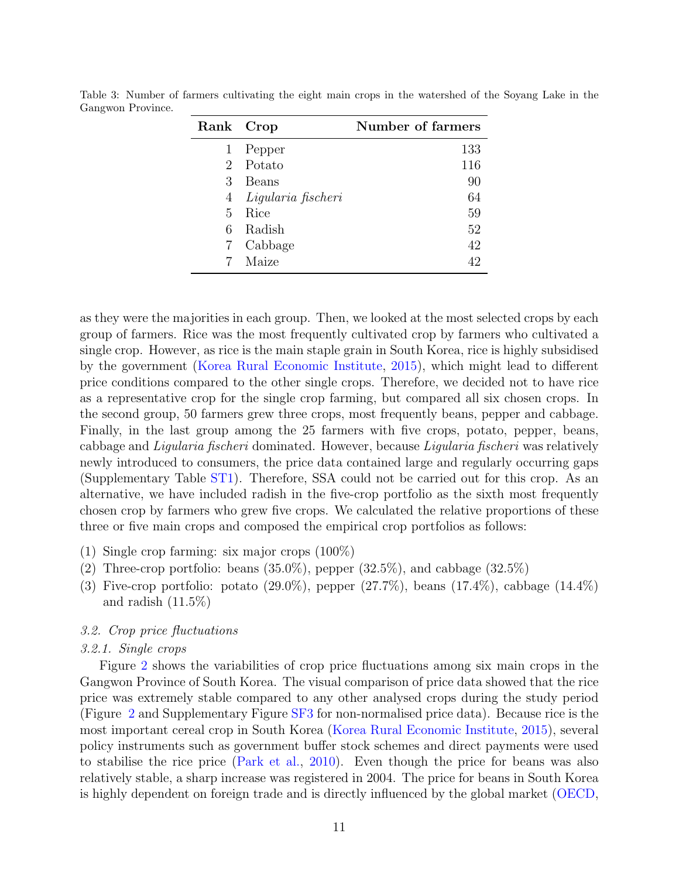Table 3: Number of farmers cultivating the eight main crops in the watershed of the Soyang Lake in the Gangwon Province.

| Rank | Crop | Number of farmers |
|---|---|---|
| 1 | Pepper | 133 |
| 2 | Potato | 116 |
| 3 | Beans | 90 |
| 4 | *Ligularia fischeri* | 64 |
| 5 | Rice | 59 |
| 6 | Radish | 52 |
| 7 | Cabbage | 42 |
| 7 | Maize | 42 |

as they were the majorities in each group. Then, we looked at the most selected crops by each group of farmers. Rice was the most frequently cultivated crop by farmers who cultivated a single crop. However, as rice is the main staple grain in South Korea, rice is highly subsidised by the government (Korea Rural Economic Institute, 2015), which might lead to different price conditions compared to the other single crops. Therefore, we decided not to have rice as a representative crop for the single crop farming, but compared all six chosen crops. In the second group, 50 farmers grew three crops, most frequently beans, pepper and cabbage. Finally, in the last group among the 25 farmers with five crops, potato, pepper, beans, cabbage and *Ligularia fischeri* dominated. However, because *Ligularia fischeri* was relatively newly introduced to consumers, the price data contained large and regularly occurring gaps (Supplementary Table ST1). Therefore, SSA could not be carried out for this crop. As an alternative, we have included radish in the five-crop portfolio as the sixth most frequently chosen crop by farmers who grew five crops. We calculated the relative proportions of these three or five main crops and composed the empirical crop portfolios as follows:

(1) Single crop farming: six major crops (100%)
(2) Three-crop portfolio: beans (35.0%), pepper (32.5%), and cabbage (32.5%)
(3) Five-crop portfolio: potato (29.0%), pepper (27.7%), beans (17.4%), cabbage (14.4%) and radish (11.5%)

### *3.2. Crop price fluctuations*

#### *3.2.1. Single crops*

Figure 2 shows the variabilities of crop price fluctuations among six main crops in the Gangwon Province of South Korea. The visual comparison of price data showed that the rice price was extremely stable compared to any other analysed crops during the study period (Figure 2 and Supplementary Figure SF3 for non-normalised price data). Because rice is the most important cereal crop in South Korea (Korea Rural Economic Institute, 2015), several policy instruments such as government buffer stock schemes and direct payments were used to stabilise the rice price (Park et al., 2010). Even though the price for beans was also relatively stable, a sharp increase was registered in 2004. The price for beans in South Korea is highly dependent on foreign trade and is directly influenced by the global market (OECD,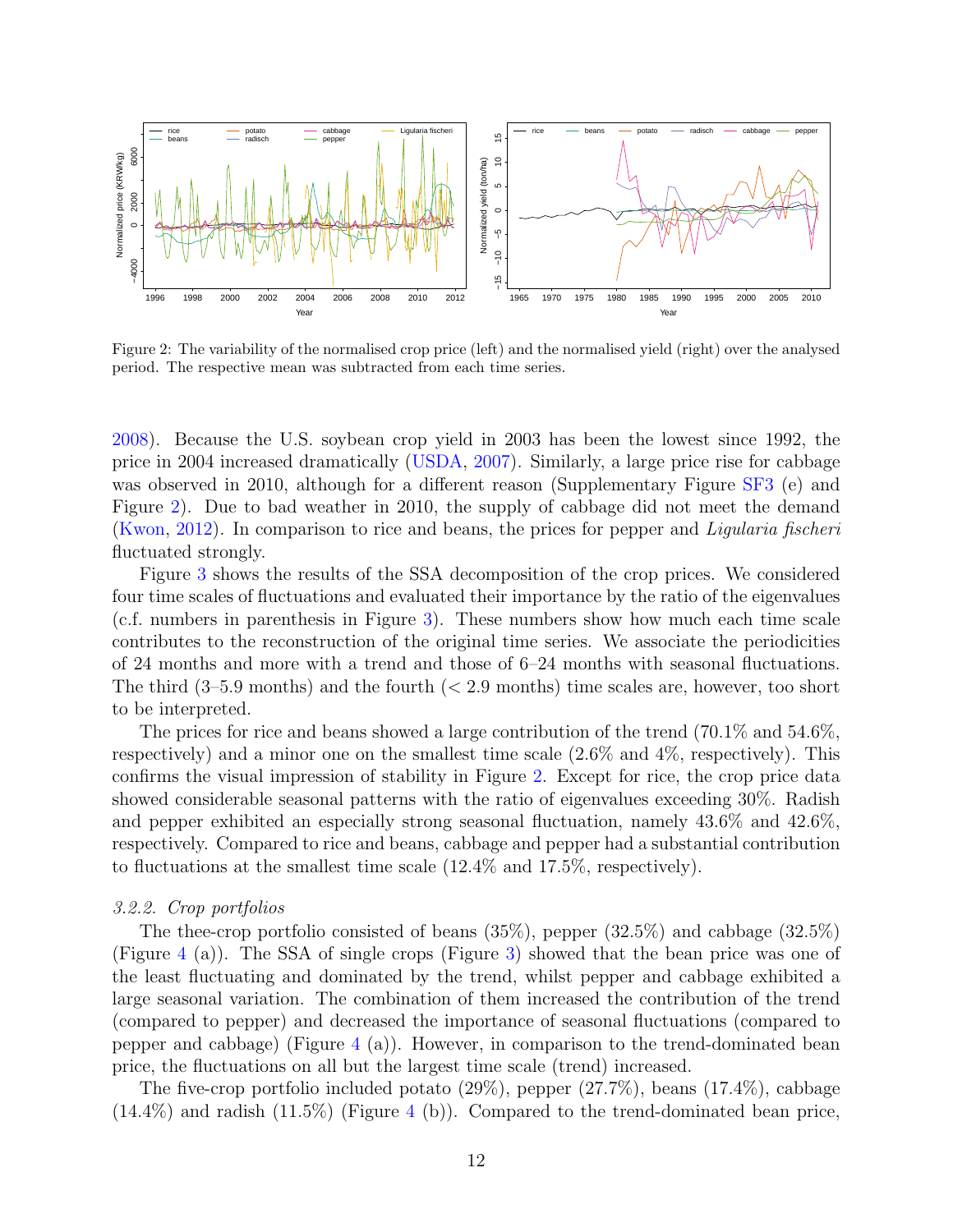Figure 2: The variability of the normalised crop price (left) and the normalised yield (right) over the analysed period. The respective mean was subtracted from each time series.

2008). Because the U.S. soybean crop yield in 2003 has been the lowest since 1992, the price in 2004 increased dramatically (USDA, 2007). Similarly, a large price rise for cabbage was observed in 2010, although for a different reason (Supplementary Figure SF3 (e) and Figure 2). Due to bad weather in 2010, the supply of cabbage did not meet the demand (Kwon, 2012). In comparison to rice and beans, the prices for pepper and *Ligularia fischeri* fluctuated strongly.

Figure 3 shows the results of the SSA decomposition of the crop prices. We considered four time scales of fluctuations and evaluated their importance by the ratio of the eigenvalues (c.f. numbers in parenthesis in Figure 3). These numbers show how much each time scale contributes to the reconstruction of the original time series. We associate the periodicities of 24 months and more with a trend and those of 6–24 months with seasonal fluctuations. The third (3–5.9 months) and the fourth (< 2.9 months) time scales are, however, too short to be interpreted.

The prices for rice and beans showed a large contribution of the trend (70.1% and 54.6%, respectively) and a minor one on the smallest time scale (2.6% and 4%, respectively). This confirms the visual impression of stability in Figure 2. Except for rice, the crop price data showed considerable seasonal patterns with the ratio of eigenvalues exceeding 30%. Radish and pepper exhibited an especially strong seasonal fluctuation, namely 43.6% and 42.6%, respectively. Compared to rice and beans, cabbage and pepper had a substantial contribution to fluctuations at the smallest time scale (12.4% and 17.5%, respectively).

### *3.2.2. Crop portfolios*

The thee-crop portfolio consisted of beans (35%), pepper (32.5%) and cabbage (32.5%) (Figure 4 (a)). The SSA of single crops (Figure 3) showed that the bean price was one of the least fluctuating and dominated by the trend, whilst pepper and cabbage exhibited a large seasonal variation. The combination of them increased the contribution of the trend (compared to pepper) and decreased the importance of seasonal fluctuations (compared to pepper and cabbage) (Figure 4 (a)). However, in comparison to the trend-dominated bean price, the fluctuations on all but the largest time scale (trend) increased.

The five-crop portfolio included potato (29%), pepper (27.7%), beans (17.4%), cabbage (14.4%) and radish (11.5%) (Figure 4 (b)). Compared to the trend-dominated bean price,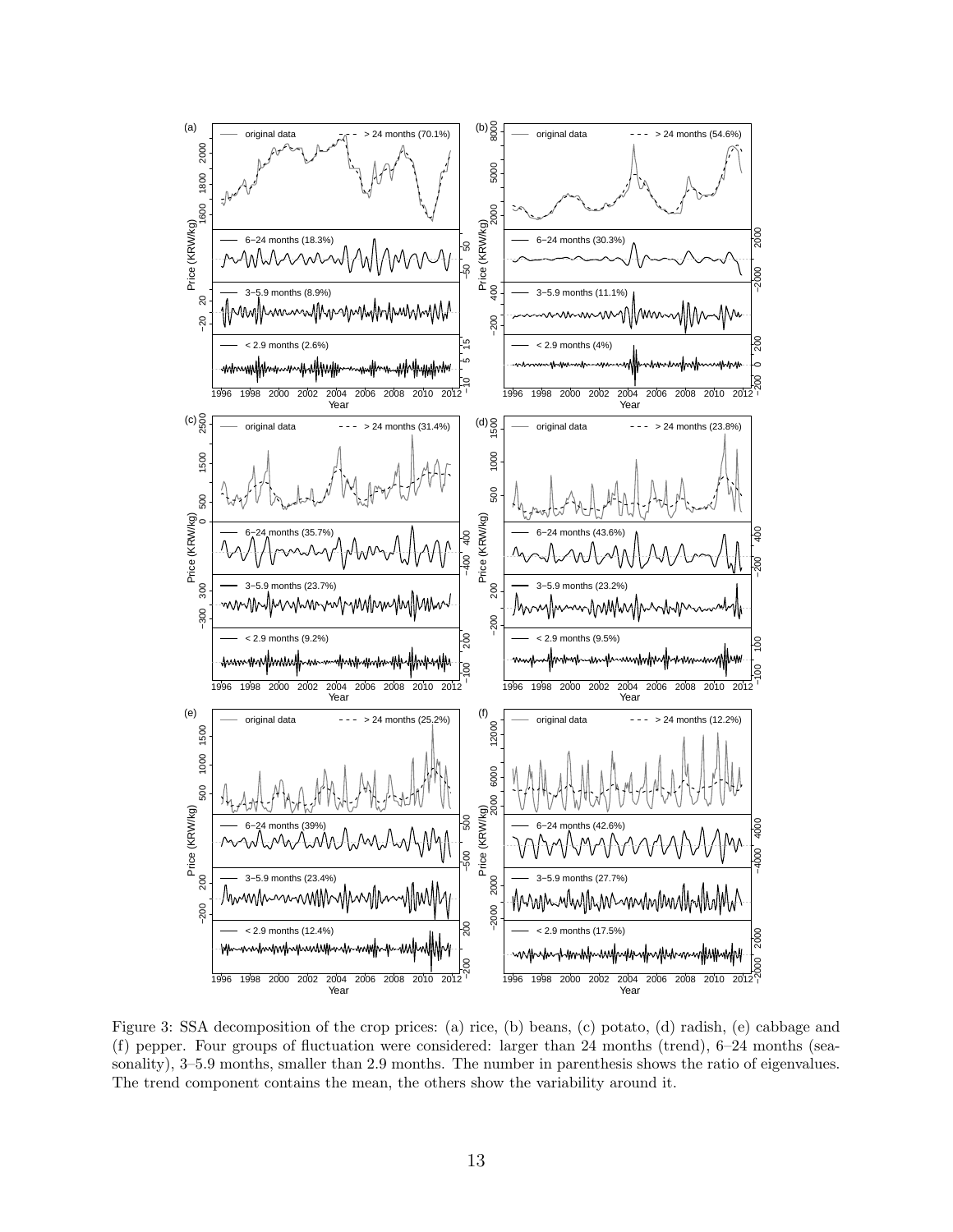Figure 3: SSA decomposition of the crop prices: (a) rice, (b) beans, (c) potato, (d) radish, (e) cabbage and (f) pepper. Four groups of fluctuation were considered: larger than 24 months (trend), 6–24 months (seasonality), 3–5.9 months, smaller than 2.9 months. The number in parenthesis shows the ratio of eigenvalues. The trend component contains the mean, the others show the variability around it.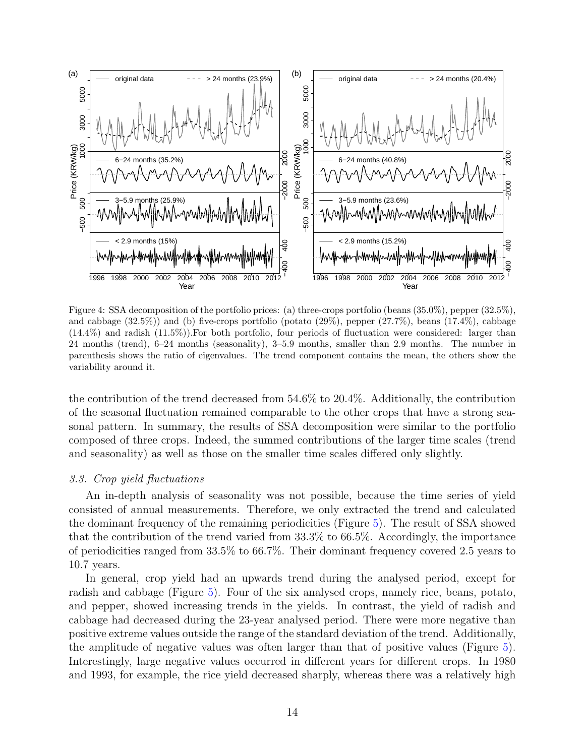Figure 4: SSA decomposition of the portfolio prices: (a) three-crops portfolio (beans (35.0%), pepper (32.5%), and cabbage (32.5%)) and (b) five-crops portfolio (potato (29%), pepper (27.7%), beans (17.4%), cabbage (14.4%) and radish (11.5%)).For both portfolio, four periods of fluctuation were considered: larger than 24 months (trend), 6–24 months (seasonality), 3–5.9 months, smaller than 2.9 months. The number in parenthesis shows the ratio of eigenvalues. The trend component contains the mean, the others show the variability around it.

the contribution of the trend decreased from 54.6% to 20.4%. Additionally, the contribution of the seasonal fluctuation remained comparable to the other crops that have a strong seasonal pattern. In summary, the results of SSA decomposition were similar to the portfolio composed of three crops. Indeed, the summed contributions of the larger time scales (trend and seasonality) as well as those on the smaller time scales differed only slightly.

### *3.3. Crop yield fluctuations*

An in-depth analysis of seasonality was not possible, because the time series of yield consisted of annual measurements. Therefore, we only extracted the trend and calculated the dominant frequency of the remaining periodicities (Figure 5). The result of SSA showed that the contribution of the trend varied from 33.3% to 66.5%. Accordingly, the importance of periodicities ranged from 33.5% to 66.7%. Their dominant frequency covered 2.5 years to 10.7 years.

In general, crop yield had an upwards trend during the analysed period, except for radish and cabbage (Figure 5). Four of the six analysed crops, namely rice, beans, potato, and pepper, showed increasing trends in the yields. In contrast, the yield of radish and cabbage had decreased during the 23-year analysed period. There were more negative than positive extreme values outside the range of the standard deviation of the trend. Additionally, the amplitude of negative values was often larger than that of positive values (Figure 5). Interestingly, large negative values occurred in different years for different crops. In 1980 and 1993, for example, the rice yield decreased sharply, whereas there was a relatively high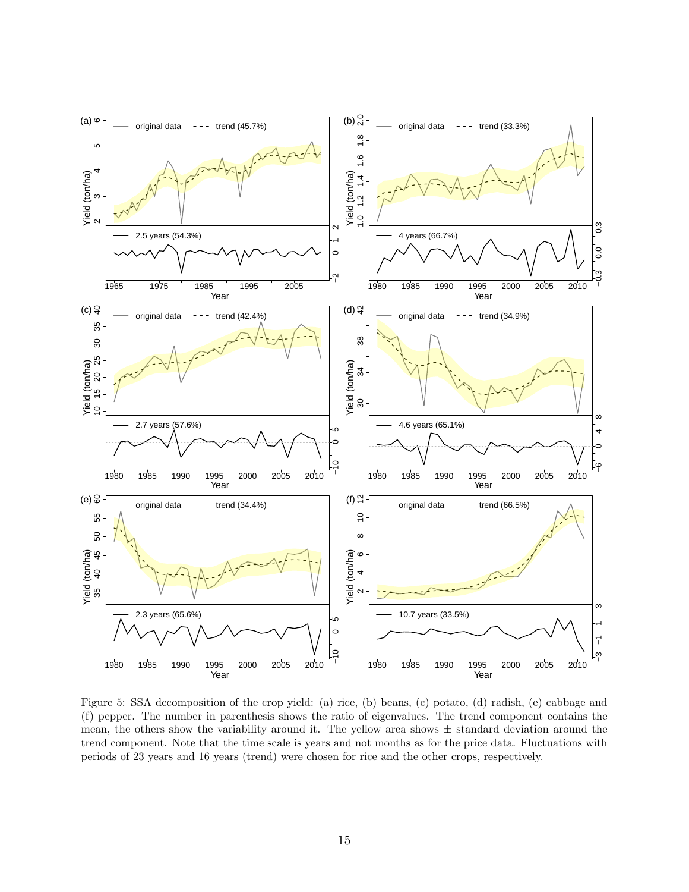Figure 5: SSA decomposition of the crop yield: (a) rice, (b) beans, (c) potato, (d) radish, (e) cabbage and (f) pepper. The number in parenthesis shows the ratio of eigenvalues. The trend component contains the mean, the others show the variability around it. The yellow area shows ± standard deviation around the trend component. Note that the time scale is years and not months as for the price data. Fluctuations with periods of 23 years and 16 years (trend) were chosen for rice and the other crops, respectively.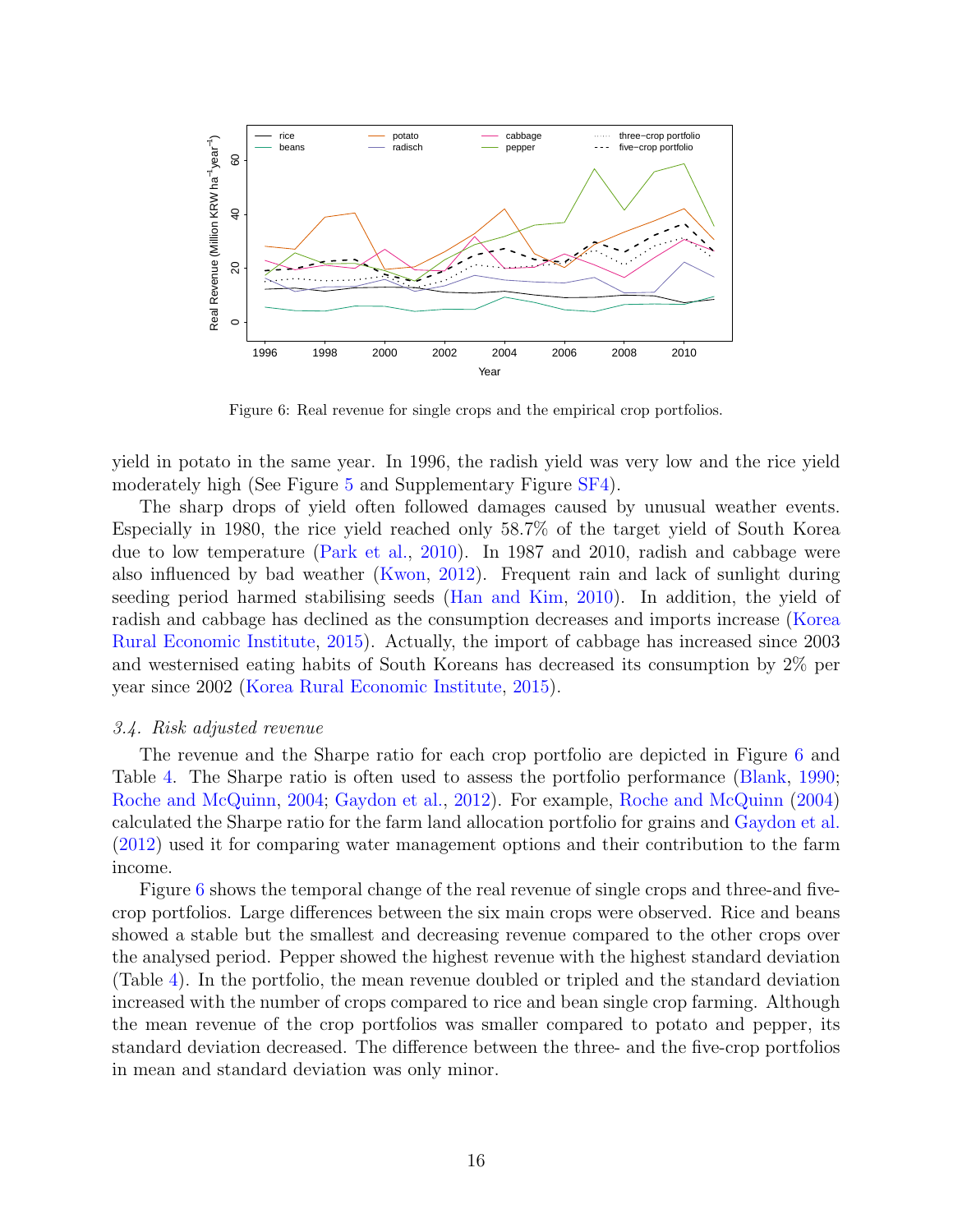Figure 6: Real revenue for single crops and the empirical crop portfolios.

yield in potato in the same year. In 1996, the radish yield was very low and the rice yield moderately high (See Figure 5 and Supplementary Figure SF4).

The sharp drops of yield often followed damages caused by unusual weather events. Especially in 1980, the rice yield reached only 58.7% of the target yield of South Korea due to low temperature (Park et al., 2010). In 1987 and 2010, radish and cabbage were also influenced by bad weather (Kwon, 2012). Frequent rain and lack of sunlight during seeding period harmed stabilising seeds (Han and Kim, 2010). In addition, the yield of radish and cabbage has declined as the consumption decreases and imports increase (Korea Rural Economic Institute, 2015). Actually, the import of cabbage has increased since 2003 and westernised eating habits of South Koreans has decreased its consumption by 2% per year since 2002 (Korea Rural Economic Institute, 2015).

### *3.4. Risk adjusted revenue*

The revenue and the Sharpe ratio for each crop portfolio are depicted in Figure 6 and Table 4. The Sharpe ratio is often used to assess the portfolio performance (Blank, 1990; Roche and McQuinn, 2004; Gaydon et al., 2012). For example, Roche and McQuinn (2004) calculated the Sharpe ratio for the farm land allocation portfolio for grains and Gaydon et al. (2012) used it for comparing water management options and their contribution to the farm income.

Figure 6 shows the temporal change of the real revenue of single crops and three-and five-crop portfolios. Large differences between the six main crops were observed. Rice and beans showed a stable but the smallest and decreasing revenue compared to the other crops over the analysed period. Pepper showed the highest revenue with the highest standard deviation (Table 4). In the portfolio, the mean revenue doubled or tripled and the standard deviation increased with the number of crops compared to rice and bean single crop farming. Although the mean revenue of the crop portfolios was smaller compared to potato and pepper, its standard deviation decreased. The difference between the three- and the five-crop portfolios in mean and standard deviation was only minor.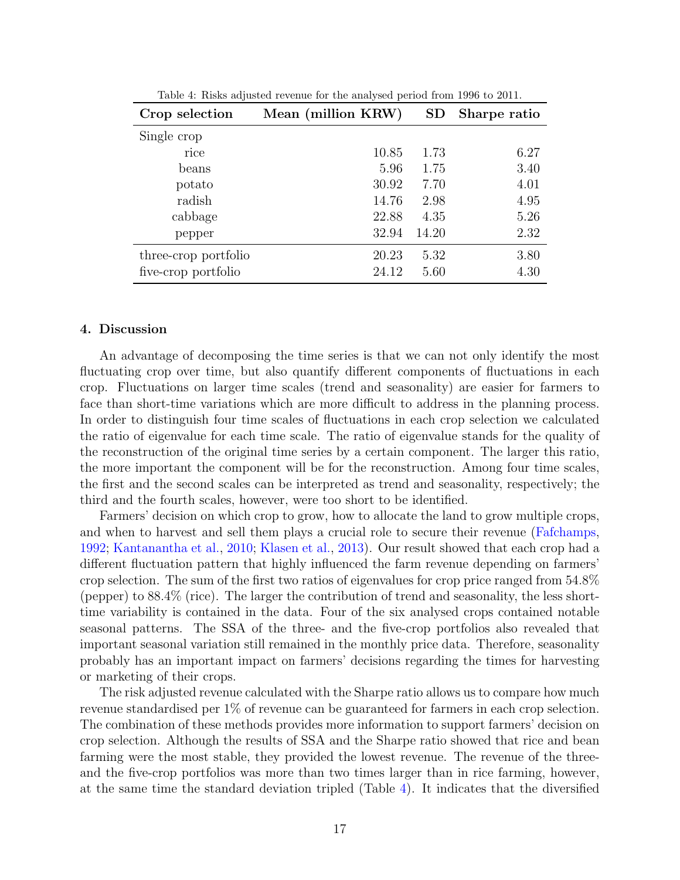Table 4: Risks adjusted revenue for the analysed period from 1996 to 2011.

| Crop selection | Mean (million KRW) | SD | Sharpe ratio |
|---|---|---|---|
| Single crop | | | |
| rice | 10.85 | 1.73 | 6.27 |
| beans | 5.96 | 1.75 | 3.40 |
| potato | 30.92 | 7.70 | 4.01 |
| radish | 14.76 | 2.98 | 4.95 |
| cabbage | 22.88 | 4.35 | 5.26 |
| pepper | 32.94 | 14.20 | 2.32 |
| three-crop portfolio | 20.23 | 5.32 | 3.80 |
| five-crop portfolio | 24.12 | 5.60 | 4.30 |

## 4. Discussion

An advantage of decomposing the time series is that we can not only identify the most fluctuating crop over time, but also quantify different components of fluctuations in each crop. Fluctuations on larger time scales (trend and seasonality) are easier for farmers to face than short-time variations which are more difficult to address in the planning process. In order to distinguish four time scales of fluctuations in each crop selection we calculated the ratio of eigenvalue for each time scale. The ratio of eigenvalue stands for the quality of the reconstruction of the original time series by a certain component. The larger this ratio, the more important the component will be for the reconstruction. Among four time scales, the first and the second scales can be interpreted as trend and seasonality, respectively; the third and the fourth scales, however, were too short to be identified.

Farmers' decision on which crop to grow, how to allocate the land to grow multiple crops, and when to harvest and sell them plays a crucial role to secure their revenue (Fafchamps, 1992; Kantanantha et al., 2010; Klasen et al., 2013). Our result showed that each crop had a different fluctuation pattern that highly influenced the farm revenue depending on farmers' crop selection. The sum of the first two ratios of eigenvalues for crop price ranged from 54.8% (pepper) to 88.4% (rice). The larger the contribution of trend and seasonality, the less short-time variability is contained in the data. Four of the six analysed crops contained notable seasonal patterns. The SSA of the three- and the five-crop portfolios also revealed that important seasonal variation still remained in the monthly price data. Therefore, seasonality probably has an important impact on farmers' decisions regarding the times for harvesting or marketing of their crops.

The risk adjusted revenue calculated with the Sharpe ratio allows us to compare how much revenue standardised per 1% of revenue can be guaranteed for farmers in each crop selection. The combination of these methods provides more information to support farmers' decision on crop selection. Although the results of SSA and the Sharpe ratio showed that rice and bean farming were the most stable, they provided the lowest revenue. The revenue of the three- and the five-crop portfolios was more than two times larger than in rice farming, however, at the same time the standard deviation tripled (Table 4). It indicates that the diversified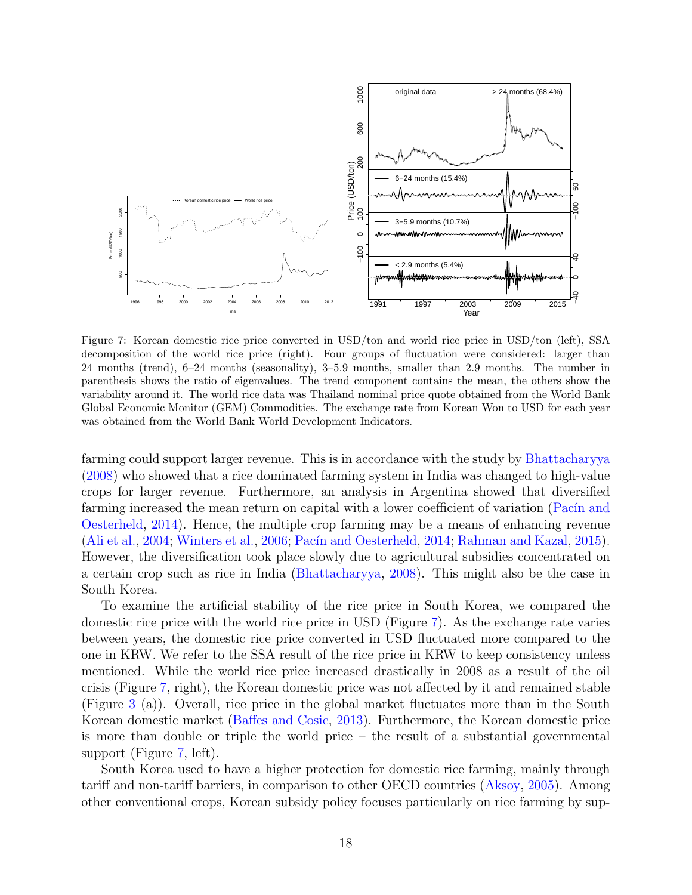Figure 7: Korean domestic rice price converted in USD/ton and world rice price in USD/ton (left), SSA decomposition of the world rice price (right). Four groups of fluctuation were considered: larger than 24 months (trend), 6–24 months (seasonality), 3–5.9 months, smaller than 2.9 months. The number in parenthesis shows the ratio of eigenvalues. The trend component contains the mean, the others show the variability around it. The world rice data was Thailand nominal price quote obtained from the World Bank Global Economic Monitor (GEM) Commodities. The exchange rate from Korean Won to USD for each year was obtained from the World Bank World Development Indicators.

farming could support larger revenue. This is in accordance with the study by Bhattacharyya (2008) who showed that a rice dominated farming system in India was changed to high-value crops for larger revenue. Furthermore, an analysis in Argentina showed that diversified farming increased the mean return on capital with a lower coefficient of variation (Pacín and Oesterheld, 2014). Hence, the multiple crop farming may be a means of enhancing revenue (Ali et al., 2004; Winters et al., 2006; Pacín and Oesterheld, 2014; Rahman and Kazal, 2015). However, the diversification took place slowly due to agricultural subsidies concentrated on a certain crop such as rice in India (Bhattacharyya, 2008). This might also be the case in South Korea.

To examine the artificial stability of the rice price in South Korea, we compared the domestic rice price with the world rice price in USD (Figure 7). As the exchange rate varies between years, the domestic rice price converted in USD fluctuated more compared to the one in KRW. We refer to the SSA result of the rice price in KRW to keep consistency unless mentioned. While the world rice price increased drastically in 2008 as a result of the oil crisis (Figure 7, right), the Korean domestic price was not affected by it and remained stable (Figure 3 (a)). Overall, rice price in the global market fluctuates more than in the South Korean domestic market (Baffes and Cosic, 2013). Furthermore, the Korean domestic price is more than double or triple the world price – the result of a substantial governmental support (Figure 7, left).

South Korea used to have a higher protection for domestic rice farming, mainly through tariff and non-tariff barriers, in comparison to other OECD countries (Aksoy, 2005). Among other conventional crops, Korean subsidy policy focuses particularly on rice farming by sup-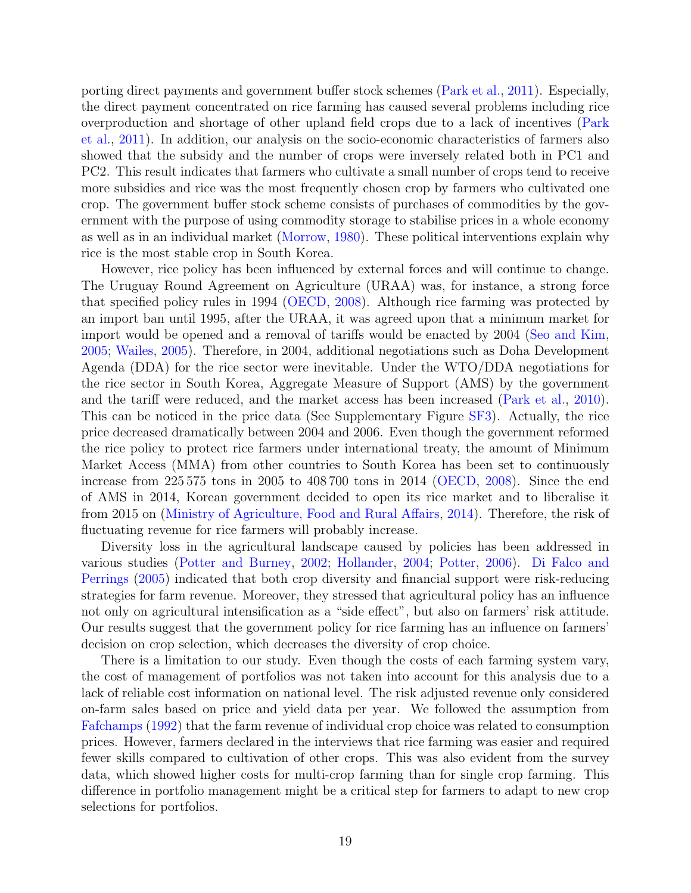porting direct payments and government buffer stock schemes (Park et al., 2011). Especially, the direct payment concentrated on rice farming has caused several problems including rice overproduction and shortage of other upland field crops due to a lack of incentives (Park et al., 2011). In addition, our analysis on the socio-economic characteristics of farmers also showed that the subsidy and the number of crops were inversely related both in PC1 and PC2. This result indicates that farmers who cultivate a small number of crops tend to receive more subsidies and rice was the most frequently chosen crop by farmers who cultivated one crop. The government buffer stock scheme consists of purchases of commodities by the government with the purpose of using commodity storage to stabilise prices in a whole economy as well as in an individual market (Morrow, 1980). These political interventions explain why rice is the most stable crop in South Korea.

However, rice policy has been influenced by external forces and will continue to change. The Uruguay Round Agreement on Agriculture (URAA) was, for instance, a strong force that specified policy rules in 1994 (OECD, 2008). Although rice farming was protected by an import ban until 1995, after the URAA, it was agreed upon that a minimum market for import would be opened and a removal of tariffs would be enacted by 2004 (Seo and Kim, 2005; Wailes, 2005). Therefore, in 2004, additional negotiations such as Doha Development Agenda (DDA) for the rice sector were inevitable. Under the WTO/DDA negotiations for the rice sector in South Korea, Aggregate Measure of Support (AMS) by the government and the tariff were reduced, and the market access has been increased (Park et al., 2010). This can be noticed in the price data (See Supplementary Figure SF3). Actually, the rice price decreased dramatically between 2004 and 2006. Even though the government reformed the rice policy to protect rice farmers under international treaty, the amount of Minimum Market Access (MMA) from other countries to South Korea has been set to continuously increase from 225 575 tons in 2005 to 408 700 tons in 2014 (OECD, 2008). Since the end of AMS in 2014, Korean government decided to open its rice market and to liberalise it from 2015 on (Ministry of Agriculture, Food and Rural Affairs, 2014). Therefore, the risk of fluctuating revenue for rice farmers will probably increase.

Diversity loss in the agricultural landscape caused by policies has been addressed in various studies (Potter and Burney, 2002; Hollander, 2004; Potter, 2006). Di Falco and Perrings (2005) indicated that both crop diversity and financial support were risk-reducing strategies for farm revenue. Moreover, they stressed that agricultural policy has an influence not only on agricultural intensification as a "side effect", but also on farmers' risk attitude. Our results suggest that the government policy for rice farming has an influence on farmers' decision on crop selection, which decreases the diversity of crop choice.

There is a limitation to our study. Even though the costs of each farming system vary, the cost of management of portfolios was not taken into account for this analysis due to a lack of reliable cost information on national level. The risk adjusted revenue only considered on-farm sales based on price and yield data per year. We followed the assumption from Fafchamps (1992) that the farm revenue of individual crop choice was related to consumption prices. However, farmers declared in the interviews that rice farming was easier and required fewer skills compared to cultivation of other crops. This was also evident from the survey data, which showed higher costs for multi-crop farming than for single crop farming. This difference in portfolio management might be a critical step for farmers to adapt to new crop selections for portfolios.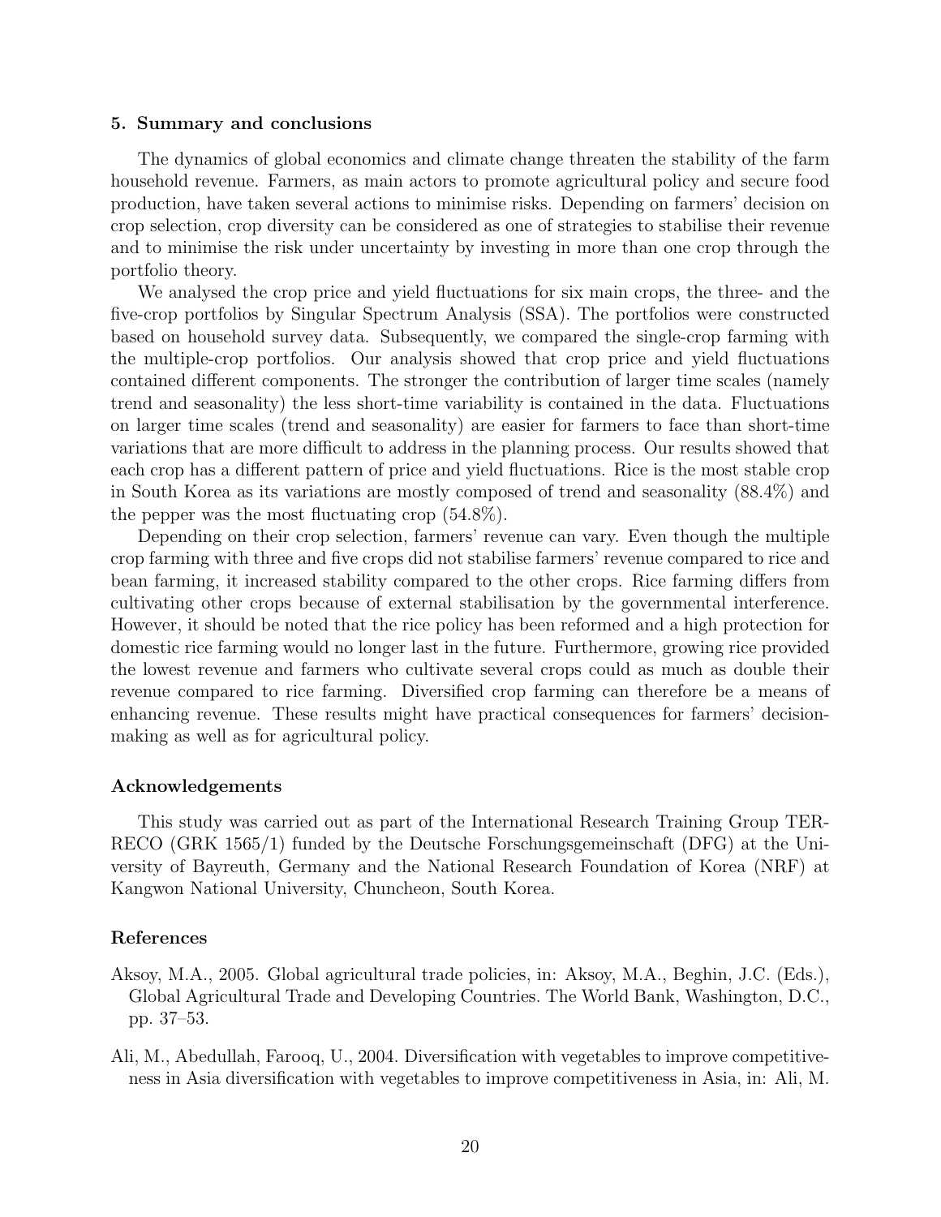## 5. Summary and conclusions

The dynamics of global economics and climate change threaten the stability of the farm household revenue. Farmers, as main actors to promote agricultural policy and secure food production, have taken several actions to minimise risks. Depending on farmers' decision on crop selection, crop diversity can be considered as one of strategies to stabilise their revenue and to minimise the risk under uncertainty by investing in more than one crop through the portfolio theory.

We analysed the crop price and yield fluctuations for six main crops, the three- and the five-crop portfolios by Singular Spectrum Analysis (SSA). The portfolios were constructed based on household survey data. Subsequently, we compared the single-crop farming with the multiple-crop portfolios. Our analysis showed that crop price and yield fluctuations contained different components. The stronger the contribution of larger time scales (namely trend and seasonality) the less short-time variability is contained in the data. Fluctuations on larger time scales (trend and seasonality) are easier for farmers to face than short-time variations that are more difficult to address in the planning process. Our results showed that each crop has a different pattern of price and yield fluctuations. Rice is the most stable crop in South Korea as its variations are mostly composed of trend and seasonality (88.4%) and the pepper was the most fluctuating crop (54.8%).

Depending on their crop selection, farmers' revenue can vary. Even though the multiple crop farming with three and five crops did not stabilise farmers' revenue compared to rice and bean farming, it increased stability compared to the other crops. Rice farming differs from cultivating other crops because of external stabilisation by the governmental interference. However, it should be noted that the rice policy has been reformed and a high protection for domestic rice farming would no longer last in the future. Furthermore, growing rice provided the lowest revenue and farmers who cultivate several crops could as much as double their revenue compared to rice farming. Diversified crop farming can therefore be a means of enhancing revenue. These results might have practical consequences for farmers' decision-making as well as for agricultural policy.

### Acknowledgements

This study was carried out as part of the International Research Training Group TERRECO (GRK 1565/1) funded by the Deutsche Forschungsgemeinschaft (DFG) at the University of Bayreuth, Germany and the National Research Foundation of Korea (NRF) at Kangwon National University, Chuncheon, South Korea.

### References

Aksoy, M.A., 2005. Global agricultural trade policies, in: Aksoy, M.A., Beghin, J.C. (Eds.), Global Agricultural Trade and Developing Countries. The World Bank, Washington, D.C., pp. 37–53.

Ali, M., Abedullah, Farooq, U., 2004. Diversification with vegetables to improve competitiveness in Asia diversification with vegetables to improve competitiveness in Asia, in: Ali, M.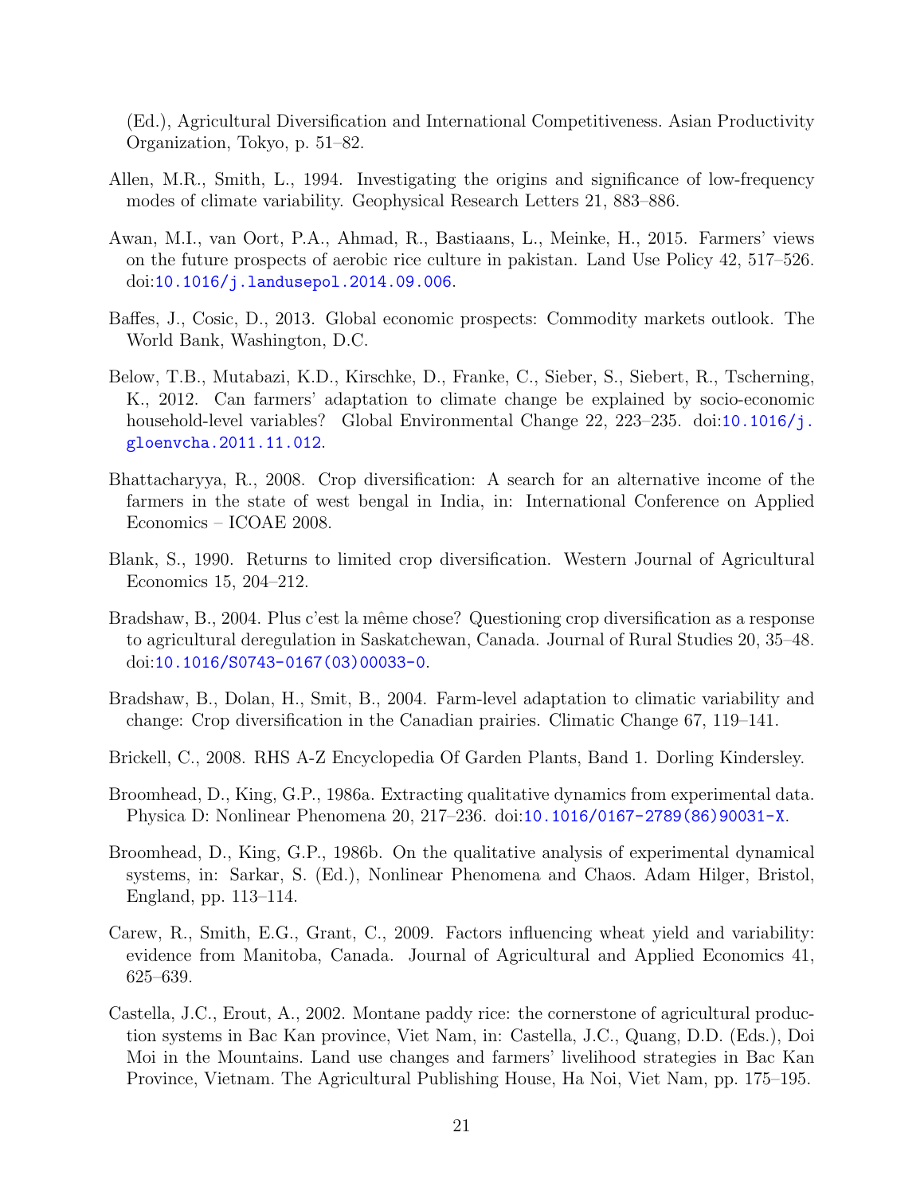(Ed.), Agricultural Diversification and International Competitiveness. Asian Productivity Organization, Tokyo, p. 51–82.

Allen, M.R., Smith, L., 1994. Investigating the origins and significance of low-frequency modes of climate variability. Geophysical Research Letters 21, 883–886.

Awan, M.I., van Oort, P.A., Ahmad, R., Bastiaans, L., Meinke, H., 2015. Farmers' views on the future prospects of aerobic rice culture in pakistan. Land Use Policy 42, 517–526. doi:10.1016/j.landusepol.2014.09.006.

Baffes, J., Cosic, D., 2013. Global economic prospects: Commodity markets outlook. The World Bank, Washington, D.C.

Below, T.B., Mutabazi, K.D., Kirschke, D., Franke, C., Sieber, S., Siebert, R., Tscherning, K., 2012. Can farmers' adaptation to climate change be explained by socio-economic household-level variables? Global Environmental Change 22, 223–235. doi:10.1016/j.gloenvcha.2011.11.012.

Bhattacharyya, R., 2008. Crop diversification: A search for an alternative income of the farmers in the state of west bengal in India, in: International Conference on Applied Economics – ICOAE 2008.

Blank, S., 1990. Returns to limited crop diversification. Western Journal of Agricultural Economics 15, 204–212.

Bradshaw, B., 2004. Plus c'est la même chose? Questioning crop diversification as a response to agricultural deregulation in Saskatchewan, Canada. Journal of Rural Studies 20, 35–48. doi:10.1016/S0743-0167(03)00033-0.

Bradshaw, B., Dolan, H., Smit, B., 2004. Farm-level adaptation to climatic variability and change: Crop diversification in the Canadian prairies. Climatic Change 67, 119–141.

Brickell, C., 2008. RHS A-Z Encyclopedia Of Garden Plants, Band 1. Dorling Kindersley.

Broomhead, D., King, G.P., 1986a. Extracting qualitative dynamics from experimental data. Physica D: Nonlinear Phenomena 20, 217–236. doi:10.1016/0167-2789(86)90031-X.

Broomhead, D., King, G.P., 1986b. On the qualitative analysis of experimental dynamical systems, in: Sarkar, S. (Ed.), Nonlinear Phenomena and Chaos. Adam Hilger, Bristol, England, pp. 113–114.

Carew, R., Smith, E.G., Grant, C., 2009. Factors influencing wheat yield and variability: evidence from Manitoba, Canada. Journal of Agricultural and Applied Economics 41, 625–639.

Castella, J.C., Erout, A., 2002. Montane paddy rice: the cornerstone of agricultural production systems in Bac Kan province, Viet Nam, in: Castella, J.C., Quang, D.D. (Eds.), Doi Moi in the Mountains. Land use changes and farmers' livelihood strategies in Bac Kan Province, Vietnam. The Agricultural Publishing House, Ha Noi, Viet Nam, pp. 175–195.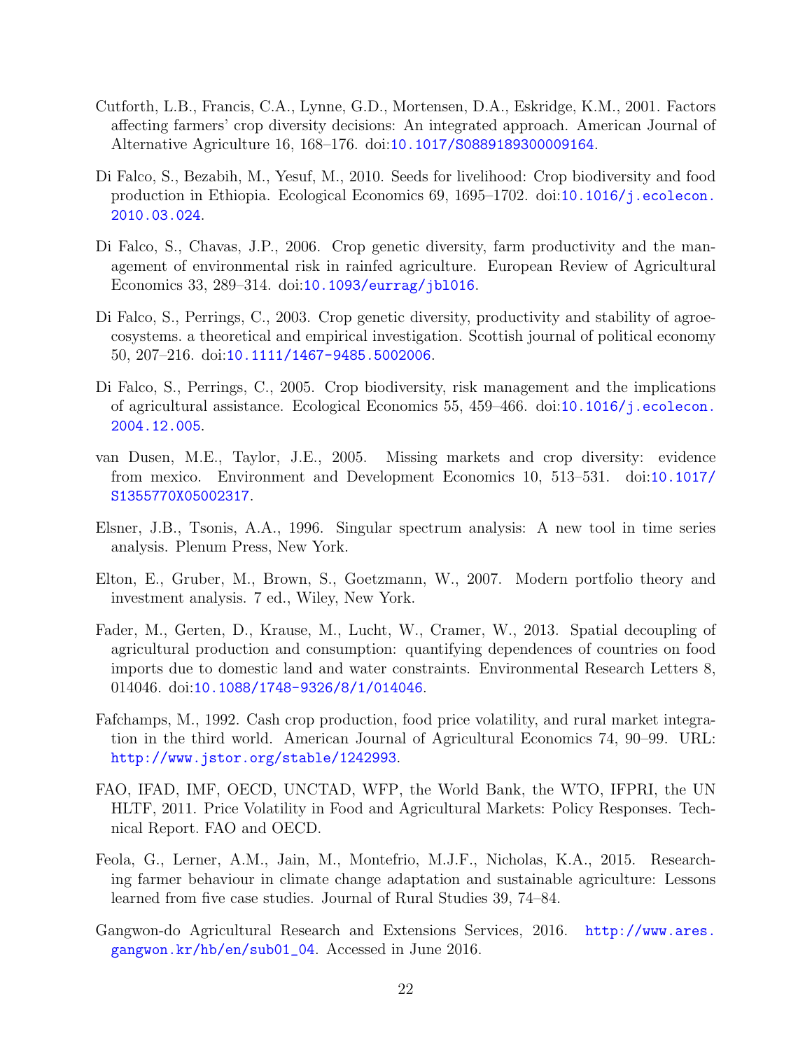Cutforth, L.B., Francis, C.A., Lynne, G.D., Mortensen, D.A., Eskridge, K.M., 2001. Factors affecting farmers' crop diversity decisions: An integrated approach. American Journal of Alternative Agriculture 16, 168–176. doi:10.1017/S0889189300009164.

Di Falco, S., Bezabih, M., Yesuf, M., 2010. Seeds for livelihood: Crop biodiversity and food production in Ethiopia. Ecological Economics 69, 1695–1702. doi:10.1016/j.ecolecon.2010.03.024.

Di Falco, S., Chavas, J.P., 2006. Crop genetic diversity, farm productivity and the management of environmental risk in rainfed agriculture. European Review of Agricultural Economics 33, 289–314. doi:10.1093/eurrag/jbl016.

Di Falco, S., Perrings, C., 2003. Crop genetic diversity, productivity and stability of agroecosystems. a theoretical and empirical investigation. Scottish journal of political economy 50, 207–216. doi:10.1111/1467-9485.5002006.

Di Falco, S., Perrings, C., 2005. Crop biodiversity, risk management and the implications of agricultural assistance. Ecological Economics 55, 459–466. doi:10.1016/j.ecolecon.2004.12.005.

van Dusen, M.E., Taylor, J.E., 2005. Missing markets and crop diversity: evidence from mexico. Environment and Development Economics 10, 513–531. doi:10.1017/S1355770X05002317.

Elsner, J.B., Tsonis, A.A., 1996. Singular spectrum analysis: A new tool in time series analysis. Plenum Press, New York.

Elton, E., Gruber, M., Brown, S., Goetzmann, W., 2007. Modern portfolio theory and investment analysis. 7 ed., Wiley, New York.

Fader, M., Gerten, D., Krause, M., Lucht, W., Cramer, W., 2013. Spatial decoupling of agricultural production and consumption: quantifying dependences of countries on food imports due to domestic land and water constraints. Environmental Research Letters 8, 014046. doi:10.1088/1748-9326/8/1/014046.

Fafchamps, M., 1992. Cash crop production, food price volatility, and rural market integration in the third world. American Journal of Agricultural Economics 74, 90–99. URL: http://www.jstor.org/stable/1242993.

FAO, IFAD, IMF, OECD, UNCTAD, WFP, the World Bank, the WTO, IFPRI, the UN HLTF, 2011. Price Volatility in Food and Agricultural Markets: Policy Responses. Technical Report. FAO and OECD.

Feola, G., Lerner, A.M., Jain, M., Montefrio, M.J.F., Nicholas, K.A., 2015. Researching farmer behaviour in climate change adaptation and sustainable agriculture: Lessons learned from five case studies. Journal of Rural Studies 39, 74–84.

Gangwon-do Agricultural Research and Extensions Services, 2016. http://www.ares.gangwon.kr/hb/en/sub01_04. Accessed in June 2016.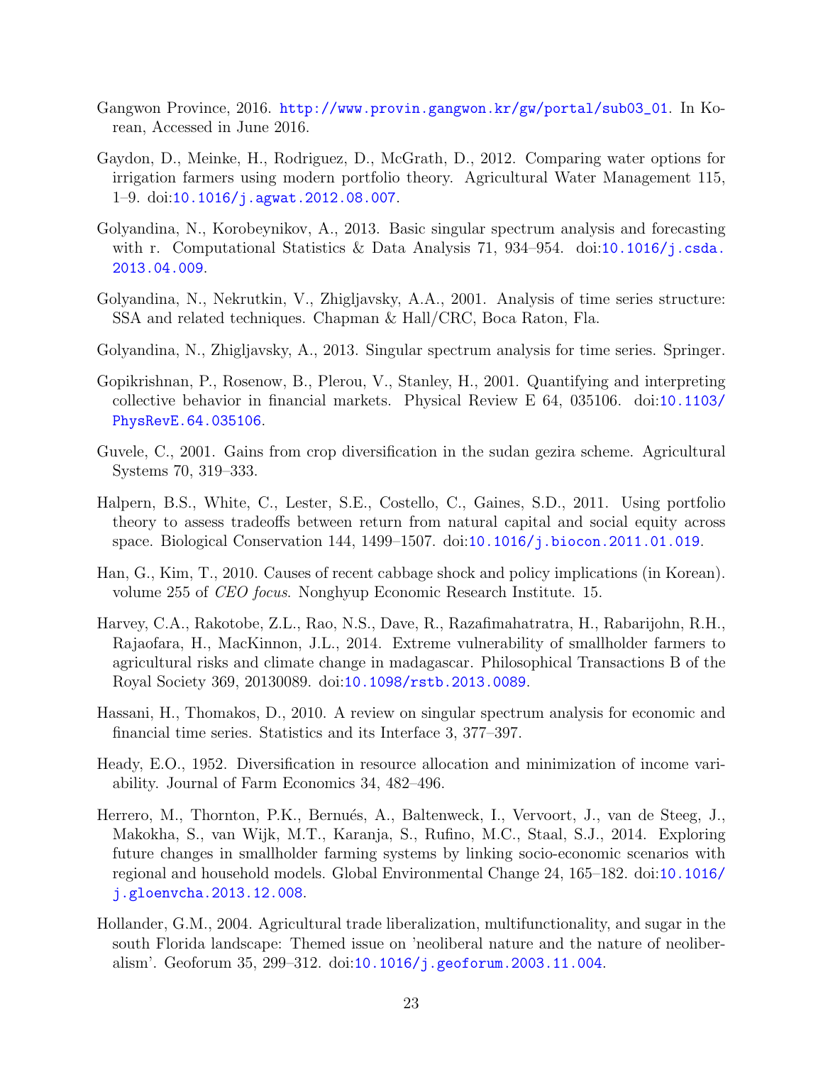Gangwon Province, 2016. http://www.provin.gangwon.kr/gw/portal/sub03_01. In Korean, Accessed in June 2016.

Gaydon, D., Meinke, H., Rodriguez, D., McGrath, D., 2012. Comparing water options for irrigation farmers using modern portfolio theory. Agricultural Water Management 115, 1–9. doi:10.1016/j.agwat.2012.08.007.

Golyandina, N., Korobeynikov, A., 2013. Basic singular spectrum analysis and forecasting with r. Computational Statistics & Data Analysis 71, 934–954. doi:10.1016/j.csda.2013.04.009.

Golyandina, N., Nekrutkin, V., Zhigljavsky, A.A., 2001. Analysis of time series structure: SSA and related techniques. Chapman & Hall/CRC, Boca Raton, Fla.

Golyandina, N., Zhigljavsky, A., 2013. Singular spectrum analysis for time series. Springer.

Gopikrishnan, P., Rosenow, B., Plerou, V., Stanley, H., 2001. Quantifying and interpreting collective behavior in financial markets. Physical Review E 64, 035106. doi:10.1103/PhysRevE.64.035106.

Guvele, C., 2001. Gains from crop diversification in the sudan gezira scheme. Agricultural Systems 70, 319–333.

Halpern, B.S., White, C., Lester, S.E., Costello, C., Gaines, S.D., 2011. Using portfolio theory to assess tradeoffs between return from natural capital and social equity across space. Biological Conservation 144, 1499–1507. doi:10.1016/j.biocon.2011.01.019.

Han, G., Kim, T., 2010. Causes of recent cabbage shock and policy implications (in Korean). volume 255 of *CEO focus*. Nonghyup Economic Research Institute. 15.

Harvey, C.A., Rakotobe, Z.L., Rao, N.S., Dave, R., Razafimahatratra, H., Rabarijohn, R.H., Rajaofara, H., MacKinnon, J.L., 2014. Extreme vulnerability of smallholder farmers to agricultural risks and climate change in madagascar. Philosophical Transactions B of the Royal Society 369, 20130089. doi:10.1098/rstb.2013.0089.

Hassani, H., Thomakos, D., 2010. A review on singular spectrum analysis for economic and financial time series. Statistics and its Interface 3, 377–397.

Heady, E.O., 1952. Diversification in resource allocation and minimization of income variability. Journal of Farm Economics 34, 482–496.

Herrero, M., Thornton, P.K., Bernués, A., Baltenweck, I., Vervoort, J., van de Steeg, J., Makokha, S., van Wijk, M.T., Karanja, S., Rufino, M.C., Staal, S.J., 2014. Exploring future changes in smallholder farming systems by linking socio-economic scenarios with regional and household models. Global Environmental Change 24, 165–182. doi:10.1016/j.gloenvcha.2013.12.008.

Hollander, G.M., 2004. Agricultural trade liberalization, multifunctionality, and sugar in the south Florida landscape: Themed issue on 'neoliberal nature and the nature of neoliberalism'. Geoforum 35, 299–312. doi:10.1016/j.geoforum.2003.11.004.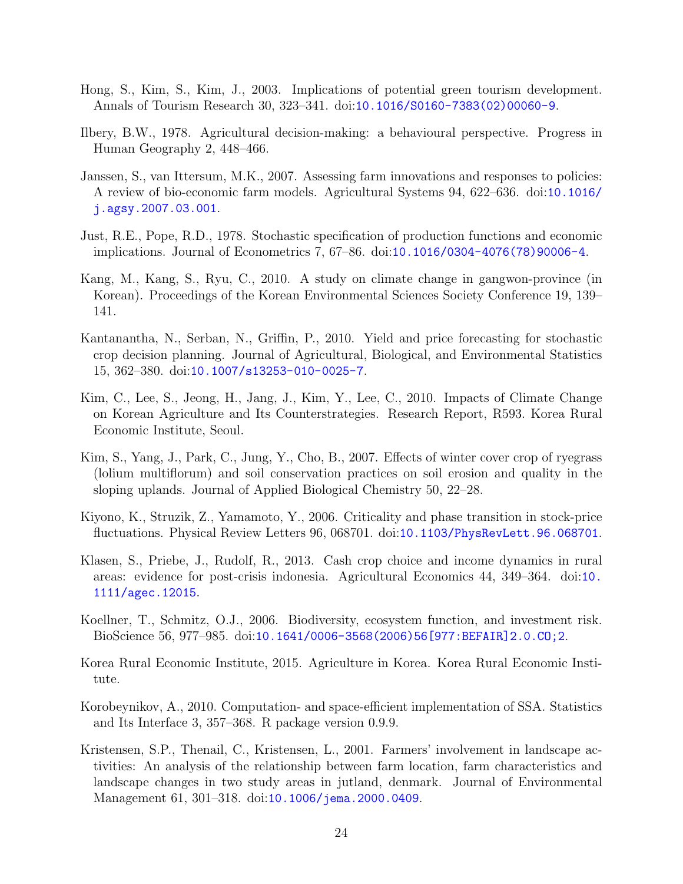Hong, S., Kim, S., Kim, J., 2003. Implications of potential green tourism development. Annals of Tourism Research 30, 323–341. doi:10.1016/S0160-7383(02)00060-9.

Ilbery, B.W., 1978. Agricultural decision-making: a behavioural perspective. Progress in Human Geography 2, 448–466.

Janssen, S., van Ittersum, M.K., 2007. Assessing farm innovations and responses to policies: A review of bio-economic farm models. Agricultural Systems 94, 622–636. doi:10.1016/j.agsy.2007.03.001.

Just, R.E., Pope, R.D., 1978. Stochastic specification of production functions and economic implications. Journal of Econometrics 7, 67–86. doi:10.1016/0304-4076(78)90006-4.

Kang, M., Kang, S., Ryu, C., 2010. A study on climate change in gangwon-province (in Korean). Proceedings of the Korean Environmental Sciences Society Conference 19, 139–141.

Kantanantha, N., Serban, N., Griffin, P., 2010. Yield and price forecasting for stochastic crop decision planning. Journal of Agricultural, Biological, and Environmental Statistics 15, 362–380. doi:10.1007/s13253-010-0025-7.

Kim, C., Lee, S., Jeong, H., Jang, J., Kim, Y., Lee, C., 2010. Impacts of Climate Change on Korean Agriculture and Its Counterstrategies. Research Report, R593. Korea Rural Economic Institute, Seoul.

Kim, S., Yang, J., Park, C., Jung, Y., Cho, B., 2007. Effects of winter cover crop of ryegrass (lolium multiflorum) and soil conservation practices on soil erosion and quality in the sloping uplands. Journal of Applied Biological Chemistry 50, 22–28.

Kiyono, K., Struzik, Z., Yamamoto, Y., 2006. Criticality and phase transition in stock-price fluctuations. Physical Review Letters 96, 068701. doi:10.1103/PhysRevLett.96.068701.

Klasen, S., Priebe, J., Rudolf, R., 2013. Cash crop choice and income dynamics in rural areas: evidence for post-crisis indonesia. Agricultural Economics 44, 349–364. doi:10.1111/agec.12015.

Koellner, T., Schmitz, O.J., 2006. Biodiversity, ecosystem function, and investment risk. BioScience 56, 977–985. doi:10.1641/0006-3568(2006)56[977:BEFAIR]2.0.CO;2.

Korea Rural Economic Institute, 2015. Agriculture in Korea. Korea Rural Economic Institute.

Korobeynikov, A., 2010. Computation- and space-efficient implementation of SSA. Statistics and Its Interface 3, 357–368. R package version 0.9.9.

Kristensen, S.P., Thenail, C., Kristensen, L., 2001. Farmers' involvement in landscape activities: An analysis of the relationship between farm location, farm characteristics and landscape changes in two study areas in jutland, denmark. Journal of Environmental Management 61, 301–318. doi:10.1006/jema.2000.0409.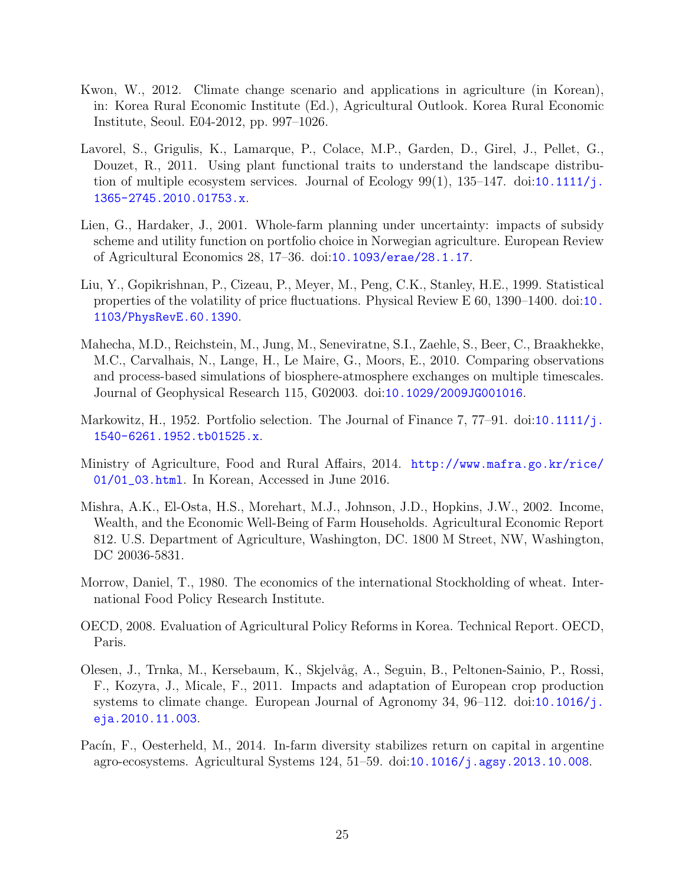Kwon, W., 2012. Climate change scenario and applications in agriculture (in Korean), in: Korea Rural Economic Institute (Ed.), Agricultural Outlook. Korea Rural Economic Institute, Seoul. E04-2012, pp. 997–1026.

Lavorel, S., Grigulis, K., Lamarque, P., Colace, M.P., Garden, D., Girel, J., Pellet, G., Douzet, R., 2011. Using plant functional traits to understand the landscape distribution of multiple ecosystem services. Journal of Ecology 99(1), 135–147. doi:10.1111/j.1365-2745.2010.01753.x.

Lien, G., Hardaker, J., 2001. Whole-farm planning under uncertainty: impacts of subsidy scheme and utility function on portfolio choice in Norwegian agriculture. European Review of Agricultural Economics 28, 17–36. doi:10.1093/erae/28.1.17.

Liu, Y., Gopikrishnan, P., Cizeau, P., Meyer, M., Peng, C.K., Stanley, H.E., 1999. Statistical properties of the volatility of price fluctuations. Physical Review E 60, 1390–1400. doi:10.1103/PhysRevE.60.1390.

Mahecha, M.D., Reichstein, M., Jung, M., Seneviratne, S.I., Zaehle, S., Beer, C., Braakhekke, M.C., Carvalhais, N., Lange, H., Le Maire, G., Moors, E., 2010. Comparing observations and process-based simulations of biosphere-atmosphere exchanges on multiple timescales. Journal of Geophysical Research 115, G02003. doi:10.1029/2009JG001016.

Markowitz, H., 1952. Portfolio selection. The Journal of Finance 7, 77–91. doi:10.1111/j.1540-6261.1952.tb01525.x.

Ministry of Agriculture, Food and Rural Affairs, 2014. http://www.mafra.go.kr/rice/01/01_03.html. In Korean, Accessed in June 2016.

Mishra, A.K., El-Osta, H.S., Morehart, M.J., Johnson, J.D., Hopkins, J.W., 2002. Income, Wealth, and the Economic Well-Being of Farm Households. Agricultural Economic Report 812. U.S. Department of Agriculture, Washington, DC. 1800 M Street, NW, Washington, DC 20036-5831.

Morrow, Daniel, T., 1980. The economics of the international Stockholding of wheat. International Food Policy Research Institute.

OECD, 2008. Evaluation of Agricultural Policy Reforms in Korea. Technical Report. OECD, Paris.

Olesen, J., Trnka, M., Kersebaum, K., Skjelvåg, A., Seguin, B., Peltonen-Sainio, P., Rossi, F., Kozyra, J., Micale, F., 2011. Impacts and adaptation of European crop production systems to climate change. European Journal of Agronomy 34, 96–112. doi:10.1016/j.eja.2010.11.003.

Pacín, F., Oesterheld, M., 2014. In-farm diversity stabilizes return on capital in argentine agro-ecosystems. Agricultural Systems 124, 51–59. doi:10.1016/j.agsy.2013.10.008.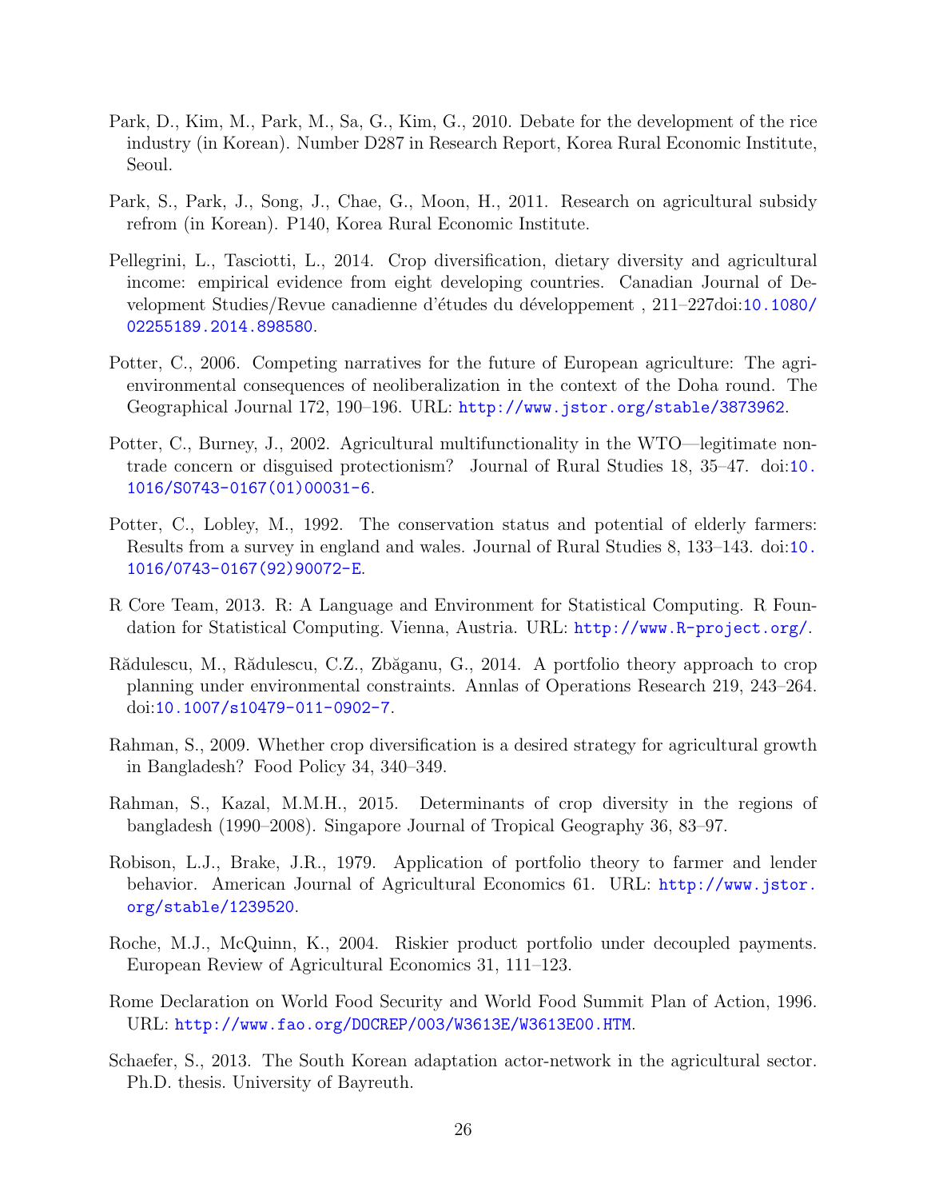Park, D., Kim, M., Park, M., Sa, G., Kim, G., 2010. Debate for the development of the rice industry (in Korean). Number D287 in Research Report, Korea Rural Economic Institute, Seoul.

Park, S., Park, J., Song, J., Chae, G., Moon, H., 2011. Research on agricultural subsidy refrom (in Korean). P140, Korea Rural Economic Institute.

Pellegrini, L., Tasciotti, L., 2014. Crop diversification, dietary diversity and agricultural income: empirical evidence from eight developing countries. Canadian Journal of Development Studies/Revue canadienne d'études du développement , 211–227doi:10.1080/02255189.2014.898580.

Potter, C., 2006. Competing narratives for the future of European agriculture: The agri-environmental consequences of neoliberalization in the context of the Doha round. The Geographical Journal 172, 190–196. URL: http://www.jstor.org/stable/3873962.

Potter, C., Burney, J., 2002. Agricultural multifunctionality in the WTO—legitimate non-trade concern or disguised protectionism? Journal of Rural Studies 18, 35–47. doi:10.1016/S0743-0167(01)00031-6.

Potter, C., Lobley, M., 1992. The conservation status and potential of elderly farmers: Results from a survey in england and wales. Journal of Rural Studies 8, 133–143. doi:10.1016/0743-0167(92)90072-E.

R Core Team, 2013. R: A Language and Environment for Statistical Computing. R Foundation for Statistical Computing. Vienna, Austria. URL: http://www.R-project.org/.

Rădulescu, M., Rădulescu, C.Z., Zbăganu, G., 2014. A portfolio theory approach to crop planning under environmental constraints. Annlas of Operations Research 219, 243–264. doi:10.1007/s10479-011-0902-7.

Rahman, S., 2009. Whether crop diversification is a desired strategy for agricultural growth in Bangladesh? Food Policy 34, 340–349.

Rahman, S., Kazal, M.M.H., 2015. Determinants of crop diversity in the regions of bangladesh (1990–2008). Singapore Journal of Tropical Geography 36, 83–97.

Robison, L.J., Brake, J.R., 1979. Application of portfolio theory to farmer and lender behavior. American Journal of Agricultural Economics 61. URL: http://www.jstor.org/stable/1239520.

Roche, M.J., McQuinn, K., 2004. Riskier product portfolio under decoupled payments. European Review of Agricultural Economics 31, 111–123.

Rome Declaration on World Food Security and World Food Summit Plan of Action, 1996. URL: http://www.fao.org/DOCREP/003/W3613E/W3613E00.HTM.

Schaefer, S., 2013. The South Korean adaptation actor-network in the agricultural sector. Ph.D. thesis. University of Bayreuth.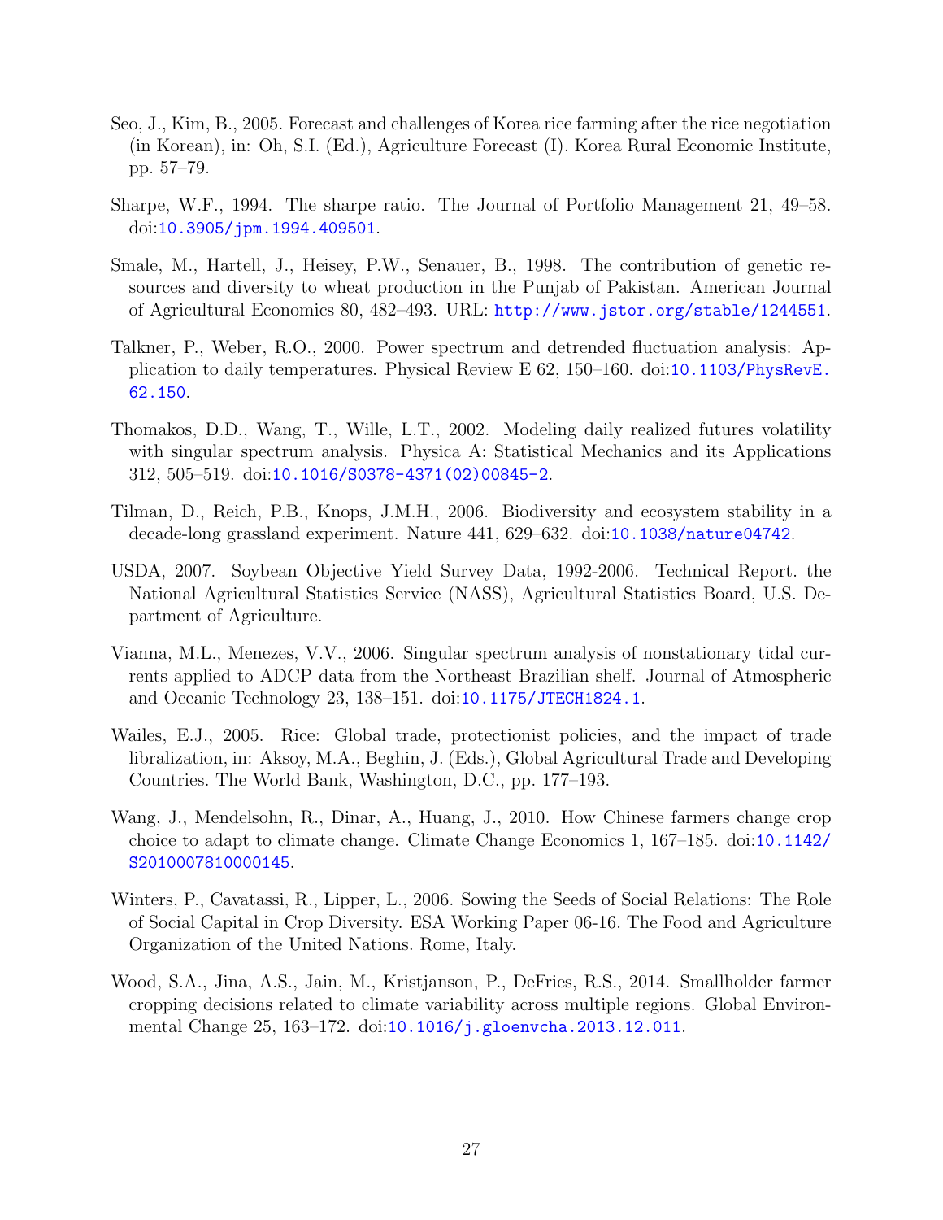Seo, J., Kim, B., 2005. Forecast and challenges of Korea rice farming after the rice negotiation (in Korean), in: Oh, S.I. (Ed.), Agriculture Forecast (I). Korea Rural Economic Institute, pp. 57–79.

Sharpe, W.F., 1994. The sharpe ratio. The Journal of Portfolio Management 21, 49–58. doi:10.3905/jpm.1994.409501.

Smale, M., Hartell, J., Heisey, P.W., Senauer, B., 1998. The contribution of genetic resources and diversity to wheat production in the Punjab of Pakistan. American Journal of Agricultural Economics 80, 482–493. URL: http://www.jstor.org/stable/1244551.

Talkner, P., Weber, R.O., 2000. Power spectrum and detrended fluctuation analysis: Application to daily temperatures. Physical Review E 62, 150–160. doi:10.1103/PhysRevE.62.150.

Thomakos, D.D., Wang, T., Wille, L.T., 2002. Modeling daily realized futures volatility with singular spectrum analysis. Physica A: Statistical Mechanics and its Applications 312, 505–519. doi:10.1016/S0378-4371(02)00845-2.

Tilman, D., Reich, P.B., Knops, J.M.H., 2006. Biodiversity and ecosystem stability in a decade-long grassland experiment. Nature 441, 629–632. doi:10.1038/nature04742.

USDA, 2007. Soybean Objective Yield Survey Data, 1992-2006. Technical Report. the National Agricultural Statistics Service (NASS), Agricultural Statistics Board, U.S. Department of Agriculture.

Vianna, M.L., Menezes, V.V., 2006. Singular spectrum analysis of nonstationary tidal currents applied to ADCP data from the Northeast Brazilian shelf. Journal of Atmospheric and Oceanic Technology 23, 138–151. doi:10.1175/JTECH1824.1.

Wailes, E.J., 2005. Rice: Global trade, protectionist policies, and the impact of trade libralization, in: Aksoy, M.A., Beghin, J. (Eds.), Global Agricultural Trade and Developing Countries. The World Bank, Washington, D.C., pp. 177–193.

Wang, J., Mendelsohn, R., Dinar, A., Huang, J., 2010. How Chinese farmers change crop choice to adapt to climate change. Climate Change Economics 1, 167–185. doi:10.1142/S2010007810000145.

Winters, P., Cavatassi, R., Lipper, L., 2006. Sowing the Seeds of Social Relations: The Role of Social Capital in Crop Diversity. ESA Working Paper 06-16. The Food and Agriculture Organization of the United Nations. Rome, Italy.

Wood, S.A., Jina, A.S., Jain, M., Kristjanson, P., DeFries, R.S., 2014. Smallholder farmer cropping decisions related to climate variability across multiple regions. Global Environmental Change 25, 163–172. doi:10.1016/j.gloenvcha.2013.12.011.